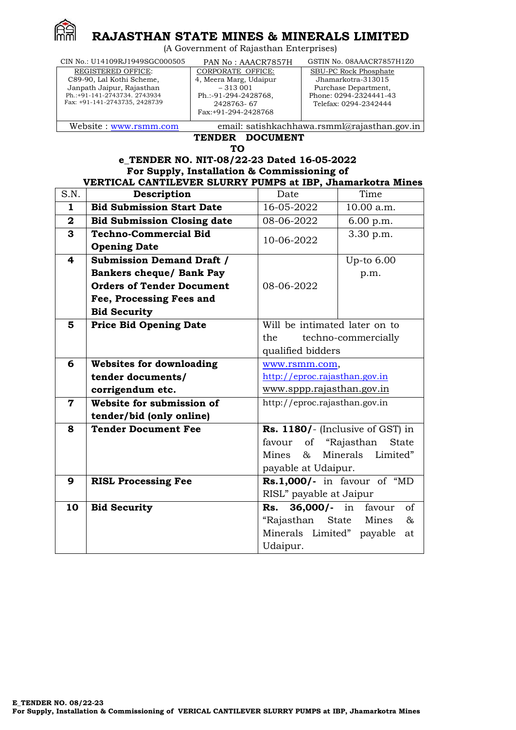# RAJASTHAN STATE MINES & MINERALS LIMITED

(A Government of Rajasthan Enterprises)

| CIN No.: U14109RJ1949SGC000505 | PAN No : AACR7857H | GSTIN No. 08AAACR7857H1Z0 |
|---|---|---|
| REGISTERED OFFICE: C89-90, Lal Kothi Scheme, Janpath Jaipur, Rajasthan Ph.:+91-141-2743734. 2743934 Fax: +91-141-2743735, 2428739 | CORPORATE OFFICE: 4, Meera Marg, Udaipur – 313 001 Ph.:-91-294-2428768, 2428763- 67 Fax:+91-294-2428768 | SBU-PC Rock Phosphate Jhamarkotra-313015 Purchase Department, Phone: 0294-2324441-43 Telefax: 0294-2342444 |

Website : www.rsmm.com email: satishkachhawa.rsmml@rajasthan.gov.in

**TENDER DOCUMENT**

**TO**

**e_TENDER NO. NIT-08/22-23 Dated 16-05-2022**

**For Supply, Installation & Commissioning of**

**VERTICAL CANTILEVER SLURRY PUMPS at IBP, Jhamarkotra Mines**

| S.N. | Description | Date | Time |
|---|---|---|---|
| **1** | **Bid Submission Start Date** | 16-05-2022 | 10.00 a.m. |
| **2** | **Bid Submission Closing date** | 08-06-2022 | 6.00 p.m. |
| **3** | **Techno-Commercial Bid Opening Date** | 10-06-2022 | 3.30 p.m. |
| **4** | **Submission Demand Draft / Bankers cheque/ Bank Pay Orders of Tender Document Fee, Processing Fees and Bid Security** | 08-06-2022 | Up-to 6.00 p.m. |
| **5** | **Price Bid Opening Date** | Will be intimated later on to the techno-commercially qualified bidders | |
| **6** | **Websites for downloading tender documents/ corrigendum etc.** | www.rsmm.com, http://eproc.rajasthan.gov.in www.sppp.rajasthan.gov.in | |
| **7** | **Website for submission of tender/bid (only online)** | http://eproc.rajasthan.gov.in | |
| **8** | **Tender Document Fee** | **Rs. 1180/**- (Inclusive of GST) in favour of "Rajasthan State Mines & Minerals Limited" payable at Udaipur. | |
| **9** | **RISL Processing Fee** | **Rs.1,000/-** in favour of "MD RISL" payable at Jaipur | |
| **10** | **Bid Security** | **Rs. 36,000/-** in favour of "Rajasthan State Mines & Minerals Limited" payable at Udaipur. | |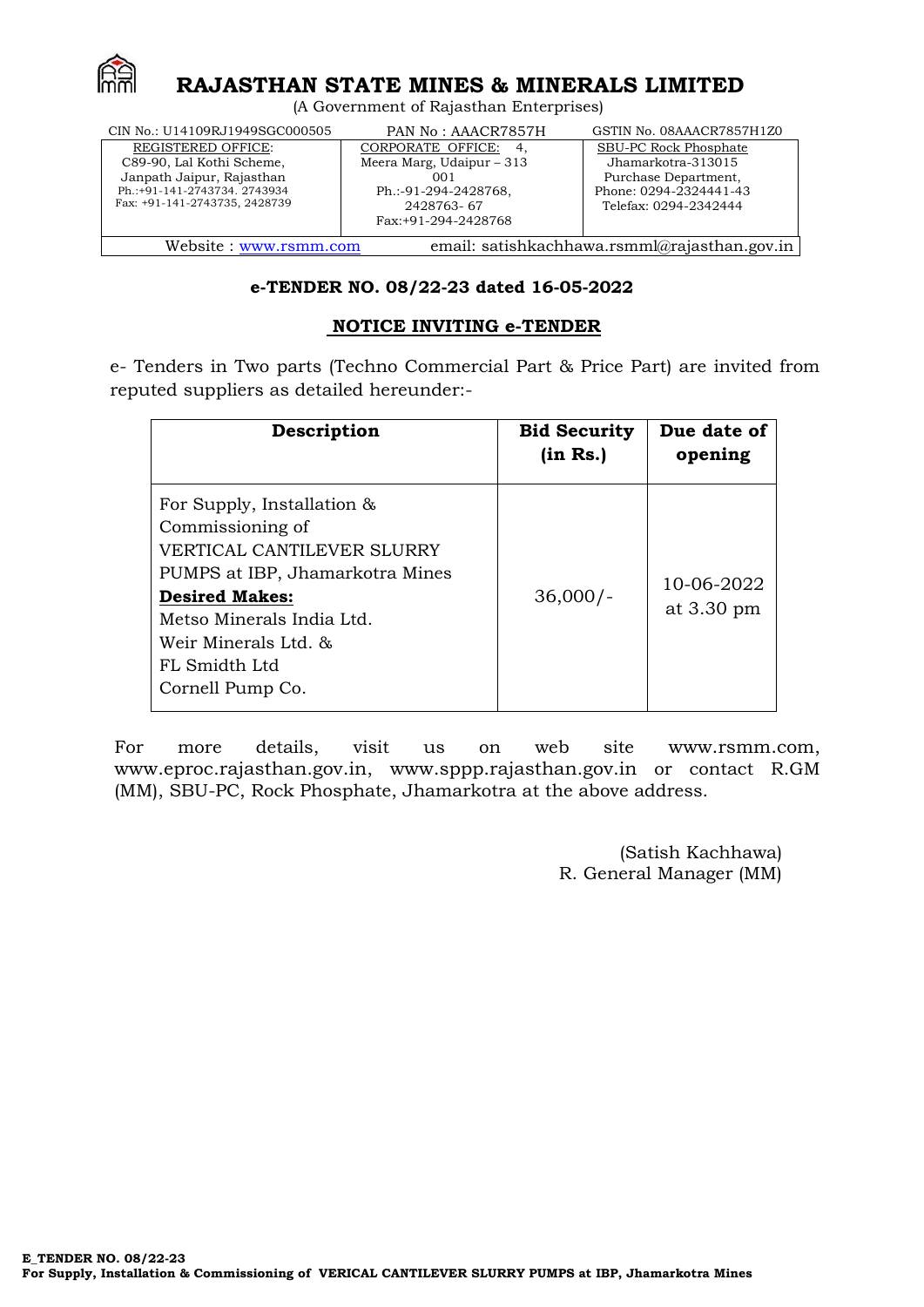# RAJASTHAN STATE MINES & MINERALS LIMITED

(A Government of Rajasthan Enterprises)

| CIN No.: U14109RJ1949SGC000505 | PAN No : AAACR7857H | GSTIN No. 08AAACR7857H1Z0 |
|---|---|---|
| REGISTERED OFFICE: C89-90, Lal Kothi Scheme, Janpath Jaipur, Rajasthan Ph.:+91-141-2743734. 2743934 Fax: +91-141-2743735, 2428739 | CORPORATE OFFICE: 4, Meera Marg, Udaipur – 313 001 Ph.:-91-294-2428768, 2428763- 67 Fax:+91-294-2428768 | SBU-PC Rock Phosphate Jhamarkotra-313015 Purchase Department, Phone: 0294-2324441-43 Telefax: 0294-2342444 |

Website : www.rsmm.com email: satishkachhawa.rsmml@rajasthan.gov.in

**e-TENDER NO. 08/22-23 dated 16-05-2022**

## NOTICE INVITING e-TENDER

e- Tenders in Two parts (Techno Commercial Part & Price Part) are invited from reputed suppliers as detailed hereunder:-

| Description | Bid Security (in Rs.) | Due date of opening |
|---|---|---|
| For Supply, Installation & Commissioning of VERTICAL CANTILEVER SLURRY PUMPS at IBP, Jhamarkotra Mines<br>**Desired Makes:**<br>Metso Minerals India Ltd.<br>Weir Minerals Ltd. &<br>FL Smidth Ltd<br>Cornell Pump Co. | 36,000/- | 10-06-2022 at 3.30 pm |

For more details, visit us on web site www.rsmm.com, www.eproc.rajasthan.gov.in, www.sppp.rajasthan.gov.in or contact R.GM (MM), SBU-PC, Rock Phosphate, Jhamarkotra at the above address.

(Satish Kachhawa)
R. General Manager (MM)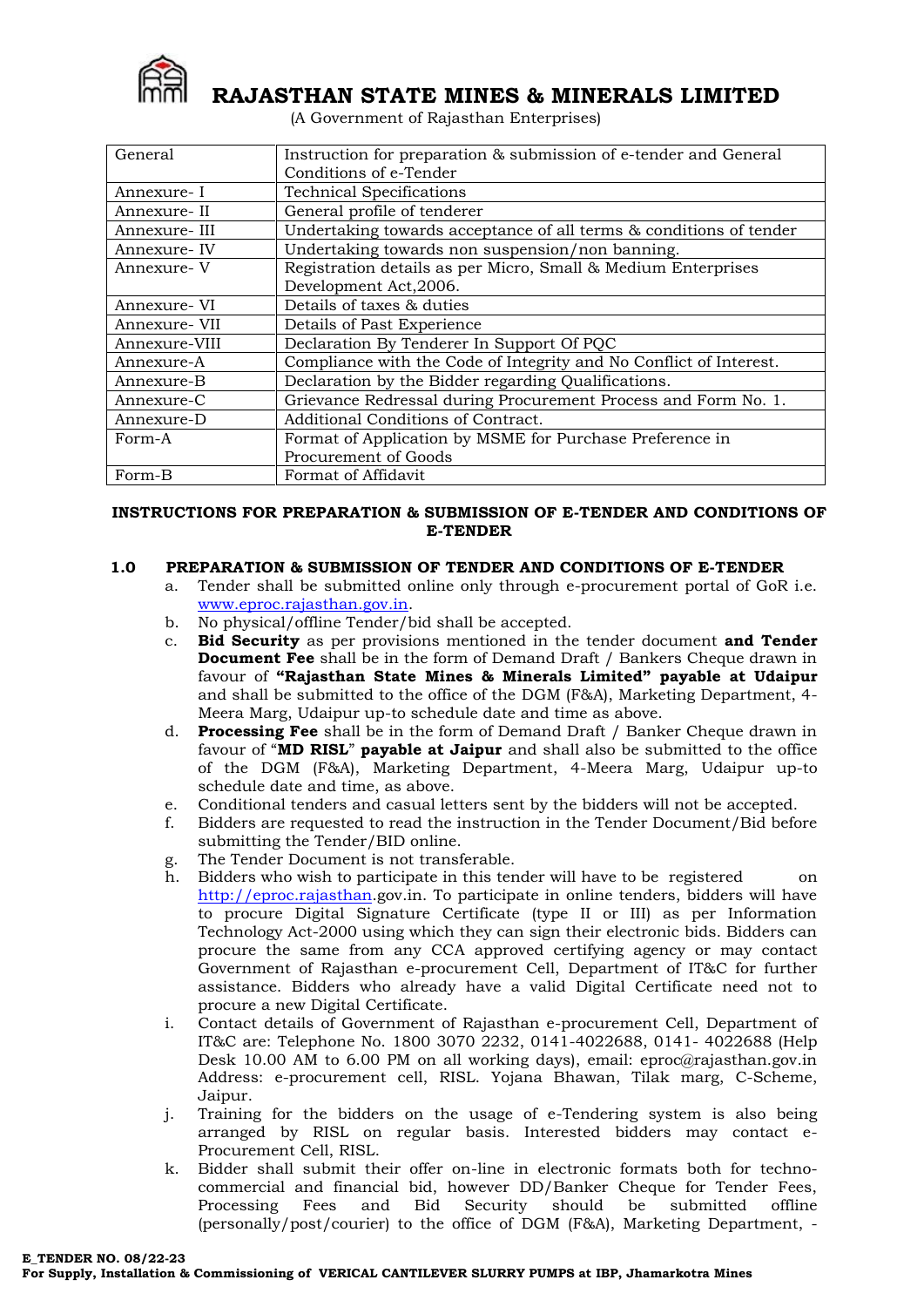# RAJASTHAN STATE MINES & MINERALS LIMITED

(A Government of Rajasthan Enterprises)

| General | Instruction for preparation & submission of e-tender and General Conditions of e-Tender |
|---|---|
| Annexure- I | Technical Specifications |
| Annexure- II | General profile of tenderer |
| Annexure- III | Undertaking towards acceptance of all terms & conditions of tender |
| Annexure- IV | Undertaking towards non suspension/non banning. |
| Annexure- V | Registration details as per Micro, Small & Medium Enterprises Development Act,2006. |
| Annexure- VI | Details of taxes & duties |
| Annexure- VII | Details of Past Experience |
| Annexure-VIII | Declaration By Tenderer In Support Of PQC |
| Annexure-A | Compliance with the Code of Integrity and No Conflict of Interest. |
| Annexure-B | Declaration by the Bidder regarding Qualifications. |
| Annexure-C | Grievance Redressal during Procurement Process and Form No. 1. |
| Annexure-D | Additional Conditions of Contract. |
| Form-A | Format of Application by MSME for Purchase Preference in Procurement of Goods |
| Form-B | Format of Affidavit |

## INSTRUCTIONS FOR PREPARATION & SUBMISSION OF E-TENDER AND CONDITIONS OF E-TENDER

### 1.0 PREPARATION & SUBMISSION OF TENDER AND CONDITIONS OF E-TENDER

a. Tender shall be submitted online only through e-procurement portal of GoR i.e. www.eproc.rajasthan.gov.in.

b. No physical/offline Tender/bid shall be accepted.

c. **Bid Security** as per provisions mentioned in the tender document **and Tender Document Fee** shall be in the form of Demand Draft / Bankers Cheque drawn in favour of **"Rajasthan State Mines & Minerals Limited" payable at Udaipur** and shall be submitted to the office of the DGM (F&A), Marketing Department, 4-Meera Marg, Udaipur up-to schedule date and time as above.

d. **Processing Fee** shall be in the form of Demand Draft / Banker Cheque drawn in favour of "**MD RISL**" **payable at Jaipur** and shall also be submitted to the office of the DGM (F&A), Marketing Department, 4-Meera Marg, Udaipur up-to schedule date and time, as above.

e. Conditional tenders and casual letters sent by the bidders will not be accepted.

f. Bidders are requested to read the instruction in the Tender Document/Bid before submitting the Tender/BID online.

g. The Tender Document is not transferable.

h. Bidders who wish to participate in this tender will have to be registered on http://eproc.rajasthan.gov.in. To participate in online tenders, bidders will have to procure Digital Signature Certificate (type II or III) as per Information Technology Act-2000 using which they can sign their electronic bids. Bidders can procure the same from any CCA approved certifying agency or may contact Government of Rajasthan e-procurement Cell, Department of IT&C for further assistance. Bidders who already have a valid Digital Certificate need not to procure a new Digital Certificate.

i. Contact details of Government of Rajasthan e-procurement Cell, Department of IT&C are: Telephone No. 1800 3070 2232, 0141-4022688, 0141- 4022688 (Help Desk 10.00 AM to 6.00 PM on all working days), email: eproc@rajasthan.gov.in Address: e-procurement cell, RISL. Yojana Bhawan, Tilak marg, C-Scheme, Jaipur.

j. Training for the bidders on the usage of e-Tendering system is also being arranged by RISL on regular basis. Interested bidders may contact e-Procurement Cell, RISL.

k. Bidder shall submit their offer on-line in electronic formats both for techno-commercial and financial bid, however DD/Banker Cheque for Tender Fees, Processing Fees and Bid Security should be submitted offline (personally/post/courier) to the office of DGM (F&A), Marketing Department, -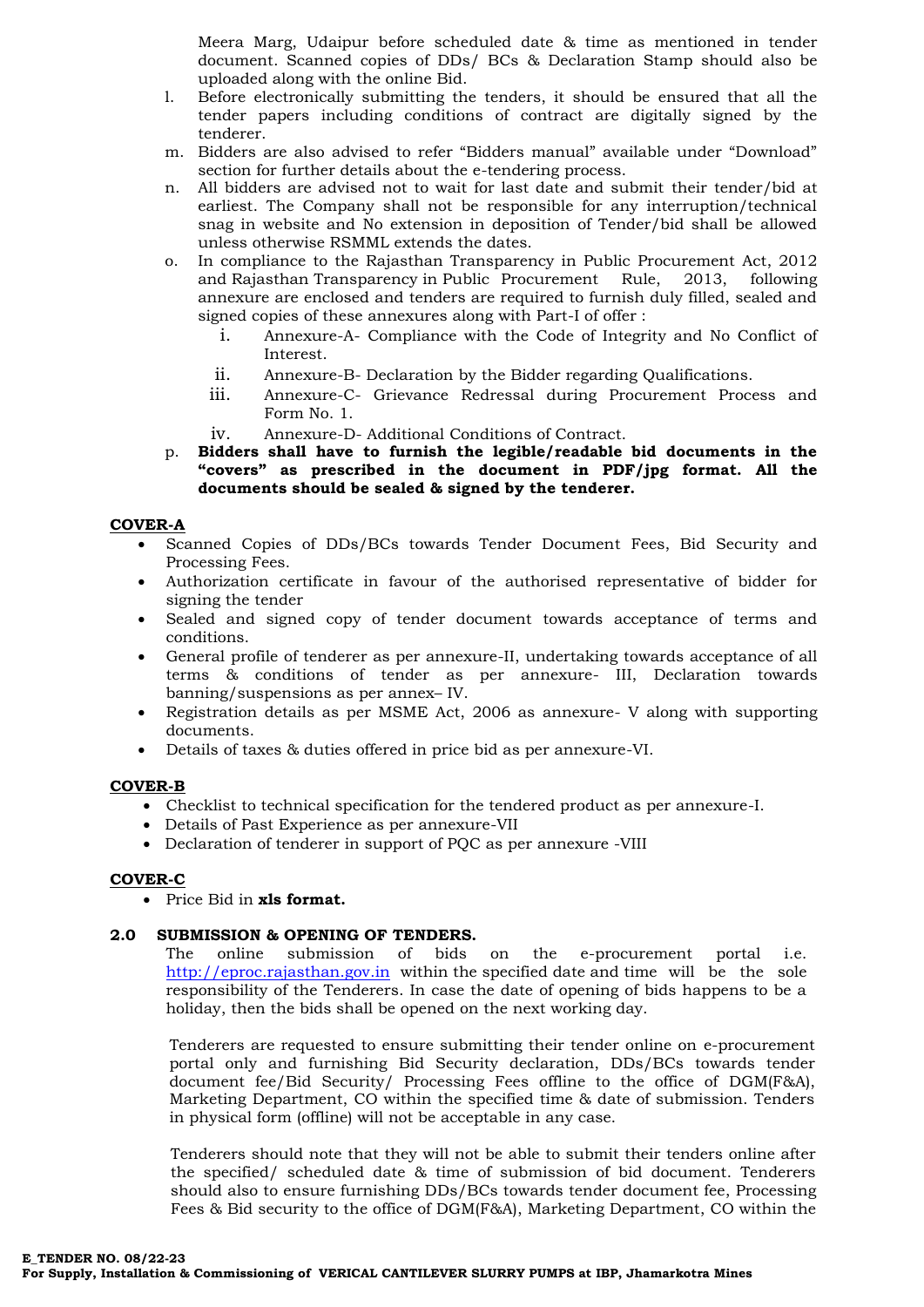Meera Marg, Udaipur before scheduled date & time as mentioned in tender document. Scanned copies of DDs/ BCs & Declaration Stamp should also be uploaded along with the online Bid.

l. Before electronically submitting the tenders, it should be ensured that all the tender papers including conditions of contract are digitally signed by the tenderer.

m. Bidders are also advised to refer "Bidders manual" available under "Download" section for further details about the e-tendering process.

n. All bidders are advised not to wait for last date and submit their tender/bid at earliest. The Company shall not be responsible for any interruption/technical snag in website and No extension in deposition of Tender/bid shall be allowed unless otherwise RSMML extends the dates.

o. In compliance to the Rajasthan Transparency in Public Procurement Act, 2012 and Rajasthan Transparency in Public Procurement Rule, 2013, following annexure are enclosed and tenders are required to furnish duly filled, sealed and signed copies of these annexures along with Part-I of offer :

   i. Annexure-A- Compliance with the Code of Integrity and No Conflict of Interest.
   ii. Annexure-B- Declaration by the Bidder regarding Qualifications.
   iii. Annexure-C- Grievance Redressal during Procurement Process and Form No. 1.
   iv. Annexure-D- Additional Conditions of Contract.

p. **Bidders shall have to furnish the legible/readable bid documents in the "covers" as prescribed in the document in PDF/jpg format. All the documents should be sealed & signed by the tenderer.**

**COVER-A**

- Scanned Copies of DDs/BCs towards Tender Document Fees, Bid Security and Processing Fees.
- Authorization certificate in favour of the authorised representative of bidder for signing the tender
- Sealed and signed copy of tender document towards acceptance of terms and conditions.
- General profile of tenderer as per annexure-II, undertaking towards acceptance of all terms & conditions of tender as per annexure- III, Declaration towards banning/suspensions as per annex– IV.
- Registration details as per MSME Act, 2006 as annexure- V along with supporting documents.
- Details of taxes & duties offered in price bid as per annexure-VI.

**COVER-B**

- Checklist to technical specification for the tendered product as per annexure-I.
- Details of Past Experience as per annexure-VII
- Declaration of tenderer in support of PQC as per annexure -VIII

**COVER-C**

- Price Bid in **xls format.**

## 2.0 SUBMISSION & OPENING OF TENDERS.

The online submission of bids on the e-procurement portal i.e. http://eproc.rajasthan.gov.in within the specified date and time will be the sole responsibility of the Tenderers. In case the date of opening of bids happens to be a holiday, then the bids shall be opened on the next working day.

Tenderers are requested to ensure submitting their tender online on e-procurement portal only and furnishing Bid Security declaration, DDs/BCs towards tender document fee/Bid Security/ Processing Fees offline to the office of DGM(F&A), Marketing Department, CO within the specified time & date of submission. Tenders in physical form (offline) will not be acceptable in any case.

Tenderers should note that they will not be able to submit their tenders online after the specified/ scheduled date & time of submission of bid document. Tenderers should also to ensure furnishing DDs/BCs towards tender document fee, Processing Fees & Bid security to the office of DGM(F&A), Marketing Department, CO within the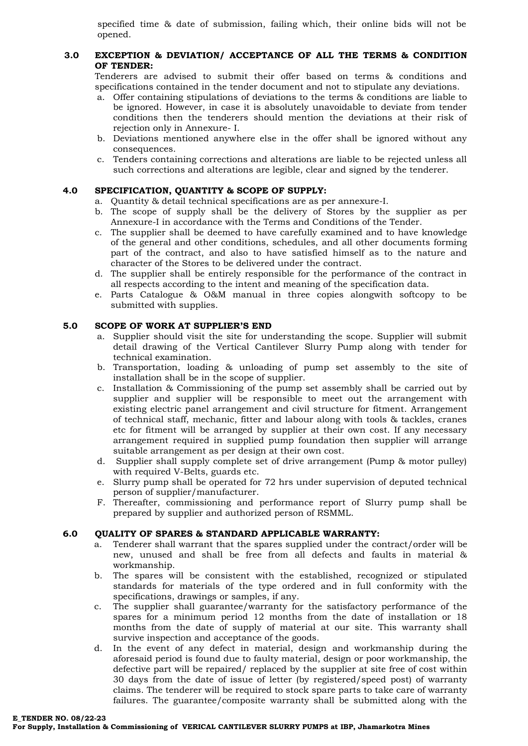specified time & date of submission, failing which, their online bids will not be opened.

**3.0 EXCEPTION & DEVIATION/ ACCEPTANCE OF ALL THE TERMS & CONDITION OF TENDER:**

Tenderers are advised to submit their offer based on terms & conditions and specifications contained in the tender document and not to stipulate any deviations.

a. Offer containing stipulations of deviations to the terms & conditions are liable to be ignored. However, in case it is absolutely unavoidable to deviate from tender conditions then the tenderers should mention the deviations at their risk of rejection only in Annexure- I.
b. Deviations mentioned anywhere else in the offer shall be ignored without any consequences.
c. Tenders containing corrections and alterations are liable to be rejected unless all such corrections and alterations are legible, clear and signed by the tenderer.

**4.0 SPECIFICATION, QUANTITY & SCOPE OF SUPPLY:**

a. Quantity & detail technical specifications are as per annexure-I.
b. The scope of supply shall be the delivery of Stores by the supplier as per Annexure-I in accordance with the Terms and Conditions of the Tender.
c. The supplier shall be deemed to have carefully examined and to have knowledge of the general and other conditions, schedules, and all other documents forming part of the contract, and also to have satisfied himself as to the nature and character of the Stores to be delivered under the contract.
d. The supplier shall be entirely responsible for the performance of the contract in all respects according to the intent and meaning of the specification data.
e. Parts Catalogue & O&M manual in three copies alongwith softcopy to be submitted with supplies.

**5.0 SCOPE OF WORK AT SUPPLIER'S END**

a. Supplier should visit the site for understanding the scope. Supplier will submit detail drawing of the Vertical Cantilever Slurry Pump along with tender for technical examination.
b. Transportation, loading & unloading of pump set assembly to the site of installation shall be in the scope of supplier.
c. Installation & Commissioning of the pump set assembly shall be carried out by supplier and supplier will be responsible to meet out the arrangement with existing electric panel arrangement and civil structure for fitment. Arrangement of technical staff, mechanic, fitter and labour along with tools & tackles, cranes etc for fitment will be arranged by supplier at their own cost. If any necessary arrangement required in supplied pump foundation then supplier will arrange suitable arrangement as per design at their own cost.
d. Supplier shall supply complete set of drive arrangement (Pump & motor pulley) with required V-Belts, guards etc.
e. Slurry pump shall be operated for 72 hrs under supervision of deputed technical person of supplier/manufacturer.
F. Thereafter, commissioning and performance report of Slurry pump shall be prepared by supplier and authorized person of RSMML.

**6.0 QUALITY OF SPARES & STANDARD APPLICABLE WARRANTY:**

a. Tenderer shall warrant that the spares supplied under the contract/order will be new, unused and shall be free from all defects and faults in material & workmanship.
b. The spares will be consistent with the established, recognized or stipulated standards for materials of the type ordered and in full conformity with the specifications, drawings or samples, if any.
c. The supplier shall guarantee/warranty for the satisfactory performance of the spares for a minimum period 12 months from the date of installation or 18 months from the date of supply of material at our site. This warranty shall survive inspection and acceptance of the goods.
d. In the event of any defect in material, design and workmanship during the aforesaid period is found due to faulty material, design or poor workmanship, the defective part will be repaired/ replaced by the supplier at site free of cost within 30 days from the date of issue of letter (by registered/speed post) of warranty claims. The tenderer will be required to stock spare parts to take care of warranty failures. The guarantee/composite warranty shall be submitted along with the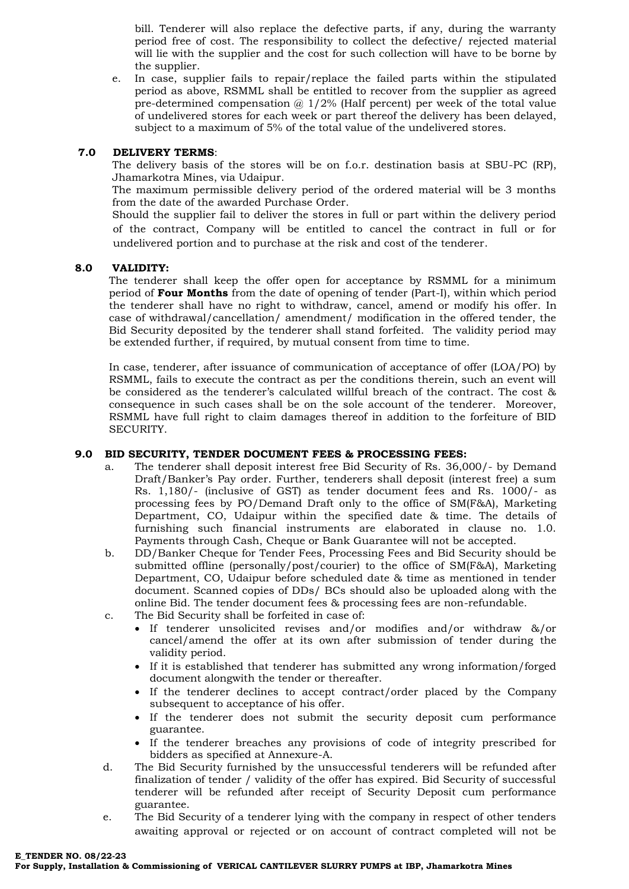bill. Tenderer will also replace the defective parts, if any, during the warranty period free of cost. The responsibility to collect the defective/ rejected material will lie with the supplier and the cost for such collection will have to be borne by the supplier.

e. In case, supplier fails to repair/replace the failed parts within the stipulated period as above, RSMML shall be entitled to recover from the supplier as agreed pre-determined compensation @ 1/2% (Half percent) per week of the total value of undelivered stores for each week or part thereof the delivery has been delayed, subject to a maximum of 5% of the total value of the undelivered stores.

## 7.0 DELIVERY TERMS:

The delivery basis of the stores will be on f.o.r. destination basis at SBU-PC (RP), Jhamarkotra Mines, via Udaipur.

The maximum permissible delivery period of the ordered material will be 3 months from the date of the awarded Purchase Order.

Should the supplier fail to deliver the stores in full or part within the delivery period of the contract, Company will be entitled to cancel the contract in full or for undelivered portion and to purchase at the risk and cost of the tenderer.

## 8.0 VALIDITY:

The tenderer shall keep the offer open for acceptance by RSMML for a minimum period of **Four Months** from the date of opening of tender (Part-I), within which period the tenderer shall have no right to withdraw, cancel, amend or modify his offer. In case of withdrawal/cancellation/ amendment/ modification in the offered tender, the Bid Security deposited by the tenderer shall stand forfeited. The validity period may be extended further, if required, by mutual consent from time to time.

In case, tenderer, after issuance of communication of acceptance of offer (LOA/PO) by RSMML, fails to execute the contract as per the conditions therein, such an event will be considered as the tenderer's calculated willful breach of the contract. The cost & consequence in such cases shall be on the sole account of the tenderer. Moreover, RSMML have full right to claim damages thereof in addition to the forfeiture of BID SECURITY.

## 9.0 BID SECURITY, TENDER DOCUMENT FEES & PROCESSING FEES:

a. The tenderer shall deposit interest free Bid Security of Rs. 36,000/- by Demand Draft/Banker's Pay order. Further, tenderers shall deposit (interest free) a sum Rs. 1,180/- (inclusive of GST) as tender document fees and Rs. 1000/- as processing fees by PO/Demand Draft only to the office of SM(F&A), Marketing Department, CO, Udaipur within the specified date & time. The details of furnishing such financial instruments are elaborated in clause no. 1.0. Payments through Cash, Cheque or Bank Guarantee will not be accepted.

b. DD/Banker Cheque for Tender Fees, Processing Fees and Bid Security should be submitted offline (personally/post/courier) to the office of SM(F&A), Marketing Department, CO, Udaipur before scheduled date & time as mentioned in tender document. Scanned copies of DDs/ BCs should also be uploaded along with the online Bid. The tender document fees & processing fees are non-refundable.

c. The Bid Security shall be forfeited in case of:
   - If tenderer unsolicited revises and/or modifies and/or withdraw &/or cancel/amend the offer at its own after submission of tender during the validity period.
   - If it is established that tenderer has submitted any wrong information/forged document alongwith the tender or thereafter.
   - If the tenderer declines to accept contract/order placed by the Company subsequent to acceptance of his offer.
   - If the tenderer does not submit the security deposit cum performance guarantee.
   - If the tenderer breaches any provisions of code of integrity prescribed for bidders as specified at Annexure-A.

d. The Bid Security furnished by the unsuccessful tenderers will be refunded after finalization of tender / validity of the offer has expired. Bid Security of successful tenderer will be refunded after receipt of Security Deposit cum performance guarantee.

e. The Bid Security of a tenderer lying with the company in respect of other tenders awaiting approval or rejected or on account of contract completed will not be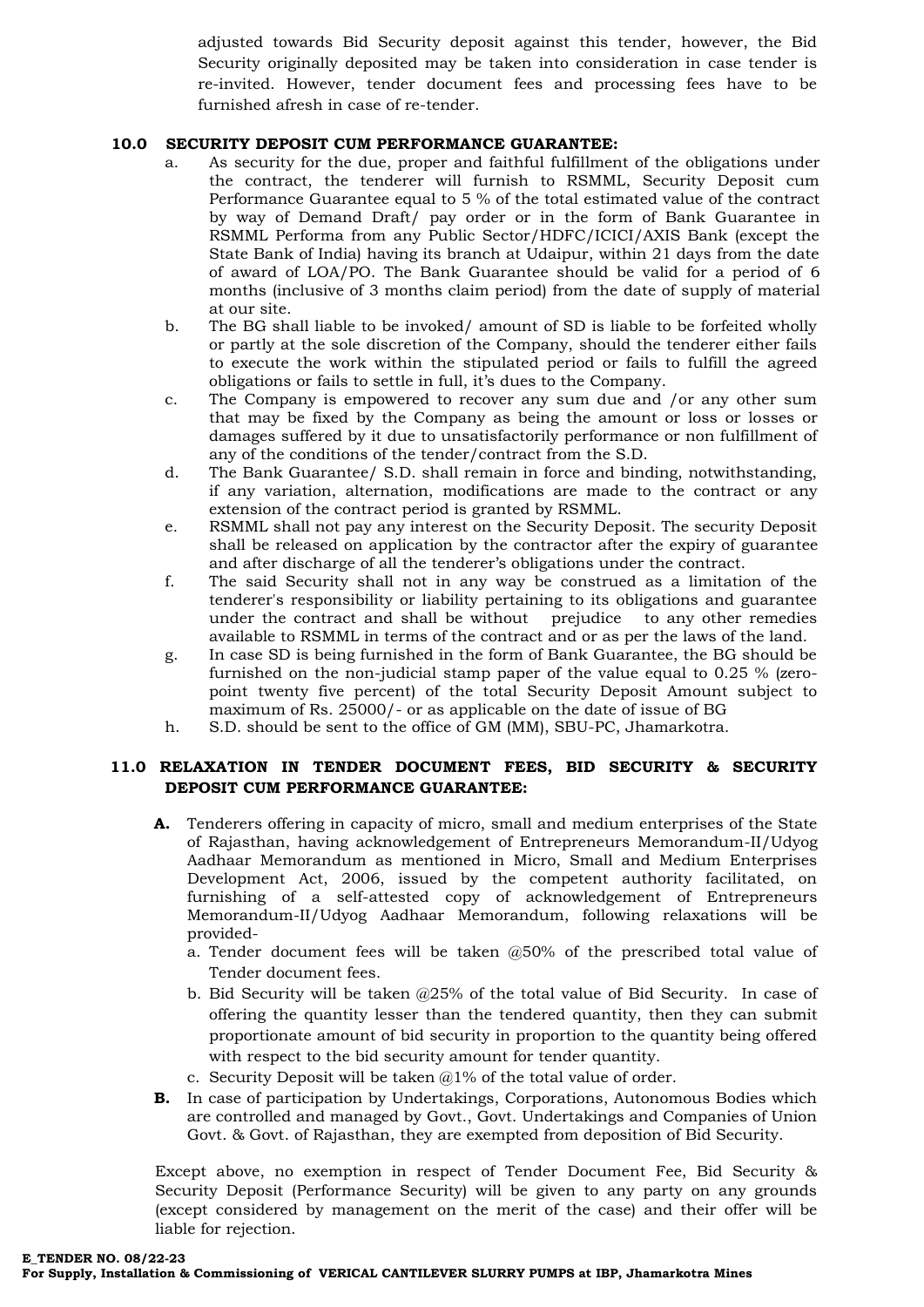adjusted towards Bid Security deposit against this tender, however, the Bid Security originally deposited may be taken into consideration in case tender is re-invited. However, tender document fees and processing fees have to be furnished afresh in case of re-tender.

## 10.0 SECURITY DEPOSIT CUM PERFORMANCE GUARANTEE:

a. As security for the due, proper and faithful fulfillment of the obligations under the contract, the tenderer will furnish to RSMML, Security Deposit cum Performance Guarantee equal to 5 % of the total estimated value of the contract by way of Demand Draft/ pay order or in the form of Bank Guarantee in RSMML Performa from any Public Sector/HDFC/ICICI/AXIS Bank (except the State Bank of India) having its branch at Udaipur, within 21 days from the date of award of LOA/PO. The Bank Guarantee should be valid for a period of 6 months (inclusive of 3 months claim period) from the date of supply of material at our site.

b. The BG shall liable to be invoked/ amount of SD is liable to be forfeited wholly or partly at the sole discretion of the Company, should the tenderer either fails to execute the work within the stipulated period or fails to fulfill the agreed obligations or fails to settle in full, it's dues to the Company.

c. The Company is empowered to recover any sum due and /or any other sum that may be fixed by the Company as being the amount or loss or losses or damages suffered by it due to unsatisfactorily performance or non fulfillment of any of the conditions of the tender/contract from the S.D.

d. The Bank Guarantee/ S.D. shall remain in force and binding, notwithstanding, if any variation, alternation, modifications are made to the contract or any extension of the contract period is granted by RSMML.

e. RSMML shall not pay any interest on the Security Deposit. The security Deposit shall be released on application by the contractor after the expiry of guarantee and after discharge of all the tenderer's obligations under the contract.

f. The said Security shall not in any way be construed as a limitation of the tenderer's responsibility or liability pertaining to its obligations and guarantee under the contract and shall be without prejudice to any other remedies available to RSMML in terms of the contract and or as per the laws of the land.

g. In case SD is being furnished in the form of Bank Guarantee, the BG should be furnished on the non-judicial stamp paper of the value equal to 0.25 % (zero-point twenty five percent) of the total Security Deposit Amount subject to maximum of Rs. 25000/- or as applicable on the date of issue of BG

h. S.D. should be sent to the office of GM (MM), SBU-PC, Jhamarkotra.

## 11.0 RELAXATION IN TENDER DOCUMENT FEES, BID SECURITY & SECURITY DEPOSIT CUM PERFORMANCE GUARANTEE:

**A.** Tenderers offering in capacity of micro, small and medium enterprises of the State of Rajasthan, having acknowledgement of Entrepreneurs Memorandum-II/Udyog Aadhaar Memorandum as mentioned in Micro, Small and Medium Enterprises Development Act, 2006, issued by the competent authority facilitated, on furnishing of a self-attested copy of acknowledgement of Entrepreneurs Memorandum-II/Udyog Aadhaar Memorandum, following relaxations will be provided-

a. Tender document fees will be taken @50% of the prescribed total value of Tender document fees.

b. Bid Security will be taken @25% of the total value of Bid Security. In case of offering the quantity lesser than the tendered quantity, then they can submit proportionate amount of bid security in proportion to the quantity being offered with respect to the bid security amount for tender quantity.

c. Security Deposit will be taken @1% of the total value of order.

**B.** In case of participation by Undertakings, Corporations, Autonomous Bodies which are controlled and managed by Govt., Govt. Undertakings and Companies of Union Govt. & Govt. of Rajasthan, they are exempted from deposition of Bid Security.

Except above, no exemption in respect of Tender Document Fee, Bid Security & Security Deposit (Performance Security) will be given to any party on any grounds (except considered by management on the merit of the case) and their offer will be liable for rejection.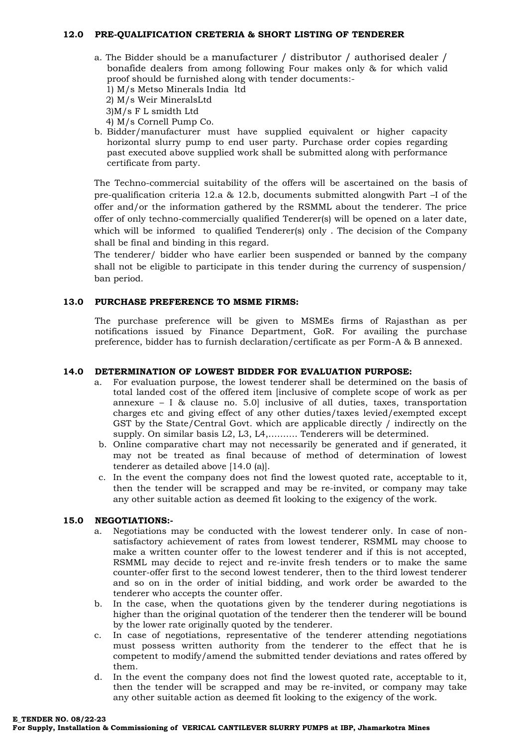## 12.0 PRE-QUALIFICATION CRETERIA & SHORT LISTING OF TENDERER

a. The Bidder should be a manufacturer / distributor / authorised dealer / bonafide dealers from among following Four makes only & for which valid proof should be furnished along with tender documents:-
   1) M/s Metso Minerals India ltd
   2) M/s Weir MineralsLtd
   3)M/s F L smidth Ltd
   4) M/s Cornell Pump Co.

b. Bidder/manufacturer must have supplied equivalent or higher capacity horizontal slurry pump to end user party. Purchase order copies regarding past executed above supplied work shall be submitted along with performance certificate from party.

The Techno-commercial suitability of the offers will be ascertained on the basis of pre-qualification criteria 12.a & 12.b, documents submitted alongwith Part –I of the offer and/or the information gathered by the RSMML about the tenderer. The price offer of only techno-commercially qualified Tenderer(s) will be opened on a later date, which will be informed to qualified Tenderer(s) only . The decision of the Company shall be final and binding in this regard.

The tenderer/ bidder who have earlier been suspended or banned by the company shall not be eligible to participate in this tender during the currency of suspension/ ban period.

## 13.0 PURCHASE PREFERENCE TO MSME FIRMS:

The purchase preference will be given to MSMEs firms of Rajasthan as per notifications issued by Finance Department, GoR. For availing the purchase preference, bidder has to furnish declaration/certificate as per Form-A & B annexed.

## 14.0 DETERMINATION OF LOWEST BIDDER FOR EVALUATION PURPOSE:

a. For evaluation purpose, the lowest tenderer shall be determined on the basis of total landed cost of the offered item [inclusive of complete scope of work as per annexure – I & clause no. 5.0] inclusive of all duties, taxes, transportation charges etc and giving effect of any other duties/taxes levied/exempted except GST by the State/Central Govt. which are applicable directly / indirectly on the supply. On similar basis L2, L3, L4,………. Tenderers will be determined.

b. Online comparative chart may not necessarily be generated and if generated, it may not be treated as final because of method of determination of lowest tenderer as detailed above [14.0 (a)].

c. In the event the company does not find the lowest quoted rate, acceptable to it, then the tender will be scrapped and may be re-invited, or company may take any other suitable action as deemed fit looking to the exigency of the work.

## 15.0 NEGOTIATIONS:-

a. Negotiations may be conducted with the lowest tenderer only. In case of non-satisfactory achievement of rates from lowest tenderer, RSMML may choose to make a written counter offer to the lowest tenderer and if this is not accepted, RSMML may decide to reject and re-invite fresh tenders or to make the same counter-offer first to the second lowest tenderer, then to the third lowest tenderer and so on in the order of initial bidding, and work order be awarded to the tenderer who accepts the counter offer.

b. In the case, when the quotations given by the tenderer during negotiations is higher than the original quotation of the tenderer then the tenderer will be bound by the lower rate originally quoted by the tenderer.

c. In case of negotiations, representative of the tenderer attending negotiations must possess written authority from the tenderer to the effect that he is competent to modify/amend the submitted tender deviations and rates offered by them.

d. In the event the company does not find the lowest quoted rate, acceptable to it, then the tender will be scrapped and may be re-invited, or company may take any other suitable action as deemed fit looking to the exigency of the work.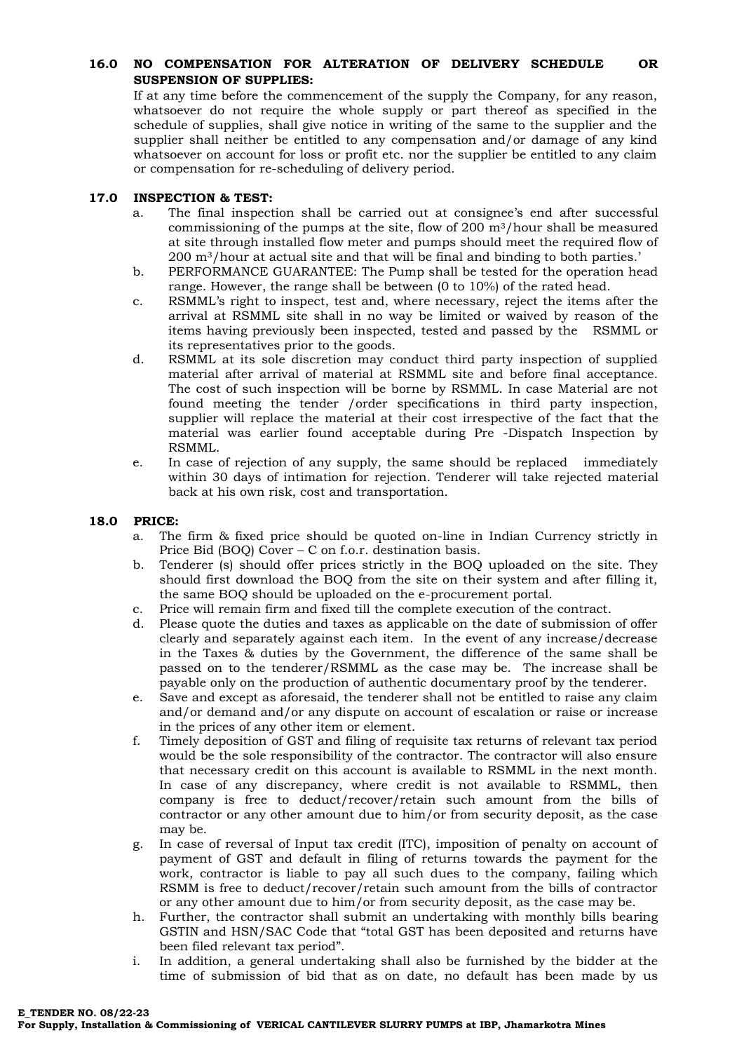### 16.0 NO COMPENSATION FOR ALTERATION OF DELIVERY SCHEDULE OR SUSPENSION OF SUPPLIES:

If at any time before the commencement of the supply the Company, for any reason, whatsoever do not require the whole supply or part thereof as specified in the schedule of supplies, shall give notice in writing of the same to the supplier and the supplier shall neither be entitled to any compensation and/or damage of any kind whatsoever on account for loss or profit etc. nor the supplier be entitled to any claim or compensation for re-scheduling of delivery period.

### 17.0 INSPECTION & TEST:

a. The final inspection shall be carried out at consignee's end after successful commissioning of the pumps at the site, flow of 200 $m^3$/hour shall be measured at site through installed flow meter and pumps should meet the required flow of 200 $m^3$/hour at actual site and that will be final and binding to both parties.'

b. PERFORMANCE GUARANTEE: The Pump shall be tested for the operation head range. However, the range shall be between (0 to 10%) of the rated head.

c. RSMML's right to inspect, test and, where necessary, reject the items after the arrival at RSMML site shall in no way be limited or waived by reason of the items having previously been inspected, tested and passed by the RSMML or its representatives prior to the goods.

d. RSMML at its sole discretion may conduct third party inspection of supplied material after arrival of material at RSMML site and before final acceptance. The cost of such inspection will be borne by RSMML. In case Material are not found meeting the tender /order specifications in third party inspection, supplier will replace the material at their cost irrespective of the fact that the material was earlier found acceptable during Pre -Dispatch Inspection by RSMML.

e. In case of rejection of any supply, the same should be replaced immediately within 30 days of intimation for rejection. Tenderer will take rejected material back at his own risk, cost and transportation.

### 18.0 PRICE:

a. The firm & fixed price should be quoted on-line in Indian Currency strictly in Price Bid (BOQ) Cover – C on f.o.r. destination basis.

b. Tenderer (s) should offer prices strictly in the BOQ uploaded on the site. They should first download the BOQ from the site on their system and after filling it, the same BOQ should be uploaded on the e-procurement portal.

c. Price will remain firm and fixed till the complete execution of the contract.

d. Please quote the duties and taxes as applicable on the date of submission of offer clearly and separately against each item. In the event of any increase/decrease in the Taxes & duties by the Government, the difference of the same shall be passed on to the tenderer/RSMML as the case may be. The increase shall be payable only on the production of authentic documentary proof by the tenderer.

e. Save and except as aforesaid, the tenderer shall not be entitled to raise any claim and/or demand and/or any dispute on account of escalation or raise or increase in the prices of any other item or element.

f. Timely deposition of GST and filing of requisite tax returns of relevant tax period would be the sole responsibility of the contractor. The contractor will also ensure that necessary credit on this account is available to RSMML in the next month. In case of any discrepancy, where credit is not available to RSMML, then company is free to deduct/recover/retain such amount from the bills of contractor or any other amount due to him/or from security deposit, as the case may be.

g. In case of reversal of Input tax credit (ITC), imposition of penalty on account of payment of GST and default in filing of returns towards the payment for the work, contractor is liable to pay all such dues to the company, failing which RSMM is free to deduct/recover/retain such amount from the bills of contractor or any other amount due to him/or from security deposit, as the case may be.

h. Further, the contractor shall submit an undertaking with monthly bills bearing GSTIN and HSN/SAC Code that "total GST has been deposited and returns have been filed relevant tax period".

i. In addition, a general undertaking shall also be furnished by the bidder at the time of submission of bid that as on date, no default has been made by us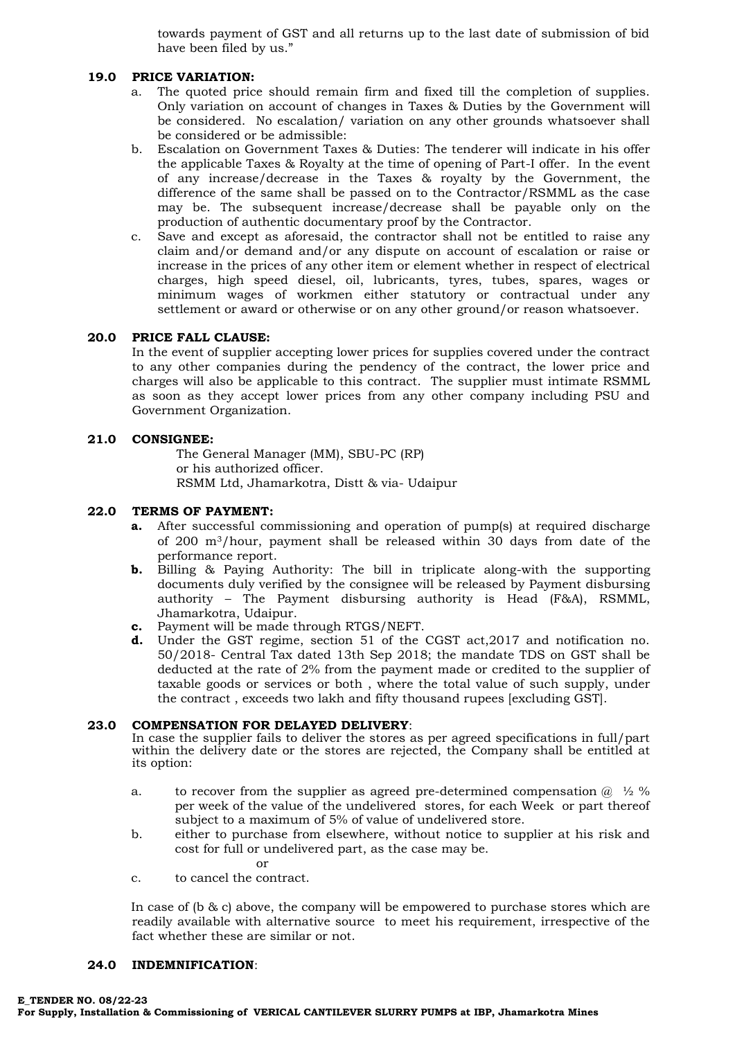towards payment of GST and all returns up to the last date of submission of bid have been filed by us."

### 19.0 PRICE VARIATION:

a. The quoted price should remain firm and fixed till the completion of supplies. Only variation on account of changes in Taxes & Duties by the Government will be considered. No escalation/ variation on any other grounds whatsoever shall be considered or be admissible:

b. Escalation on Government Taxes & Duties: The tenderer will indicate in his offer the applicable Taxes & Royalty at the time of opening of Part-I offer. In the event of any increase/decrease in the Taxes & royalty by the Government, the difference of the same shall be passed on to the Contractor/RSMML as the case may be. The subsequent increase/decrease shall be payable only on the production of authentic documentary proof by the Contractor.

c. Save and except as aforesaid, the contractor shall not be entitled to raise any claim and/or demand and/or any dispute on account of escalation or raise or increase in the prices of any other item or element whether in respect of electrical charges, high speed diesel, oil, lubricants, tyres, tubes, spares, wages or minimum wages of workmen either statutory or contractual under any settlement or award or otherwise or on any other ground/or reason whatsoever.

### 20.0 PRICE FALL CLAUSE:

In the event of supplier accepting lower prices for supplies covered under the contract to any other companies during the pendency of the contract, the lower price and charges will also be applicable to this contract. The supplier must intimate RSMML as soon as they accept lower prices from any other company including PSU and Government Organization.

### 21.0 CONSIGNEE:

The General Manager (MM), SBU-PC (RP)
or his authorized officer.
RSMM Ltd, Jhamarkotra, Distt & via- Udaipur

### 22.0 TERMS OF PAYMENT:

**a.** After successful commissioning and operation of pump(s) at required discharge of 200 $m^3$/hour, payment shall be released within 30 days from date of the performance report.

**b.** Billing & Paying Authority: The bill in triplicate along-with the supporting documents duly verified by the consignee will be released by Payment disbursing authority – The Payment disbursing authority is Head (F&A), RSMML, Jhamarkotra, Udaipur.

**c.** Payment will be made through RTGS/NEFT.

**d.** Under the GST regime, section 51 of the CGST act,2017 and notification no. 50/2018- Central Tax dated 13th Sep 2018; the mandate TDS on GST shall be deducted at the rate of 2% from the payment made or credited to the supplier of taxable goods or services or both , where the total value of such supply, under the contract , exceeds two lakh and fifty thousand rupees [excluding GST].

### 23.0 COMPENSATION FOR DELAYED DELIVERY:

In case the supplier fails to deliver the stores as per agreed specifications in full/part within the delivery date or the stores are rejected, the Company shall be entitled at its option:

a. to recover from the supplier as agreed pre-determined compensation @ ½ % per week of the value of the undelivered stores, for each Week or part thereof subject to a maximum of 5% of value of undelivered store.

b. either to purchase from elsewhere, without notice to supplier at his risk and cost for full or undelivered part, as the case may be.

or

c. to cancel the contract.

In case of (b & c) above, the company will be empowered to purchase stores which are readily available with alternative source to meet his requirement, irrespective of the fact whether these are similar or not.

### 24.0 INDEMNIFICATION: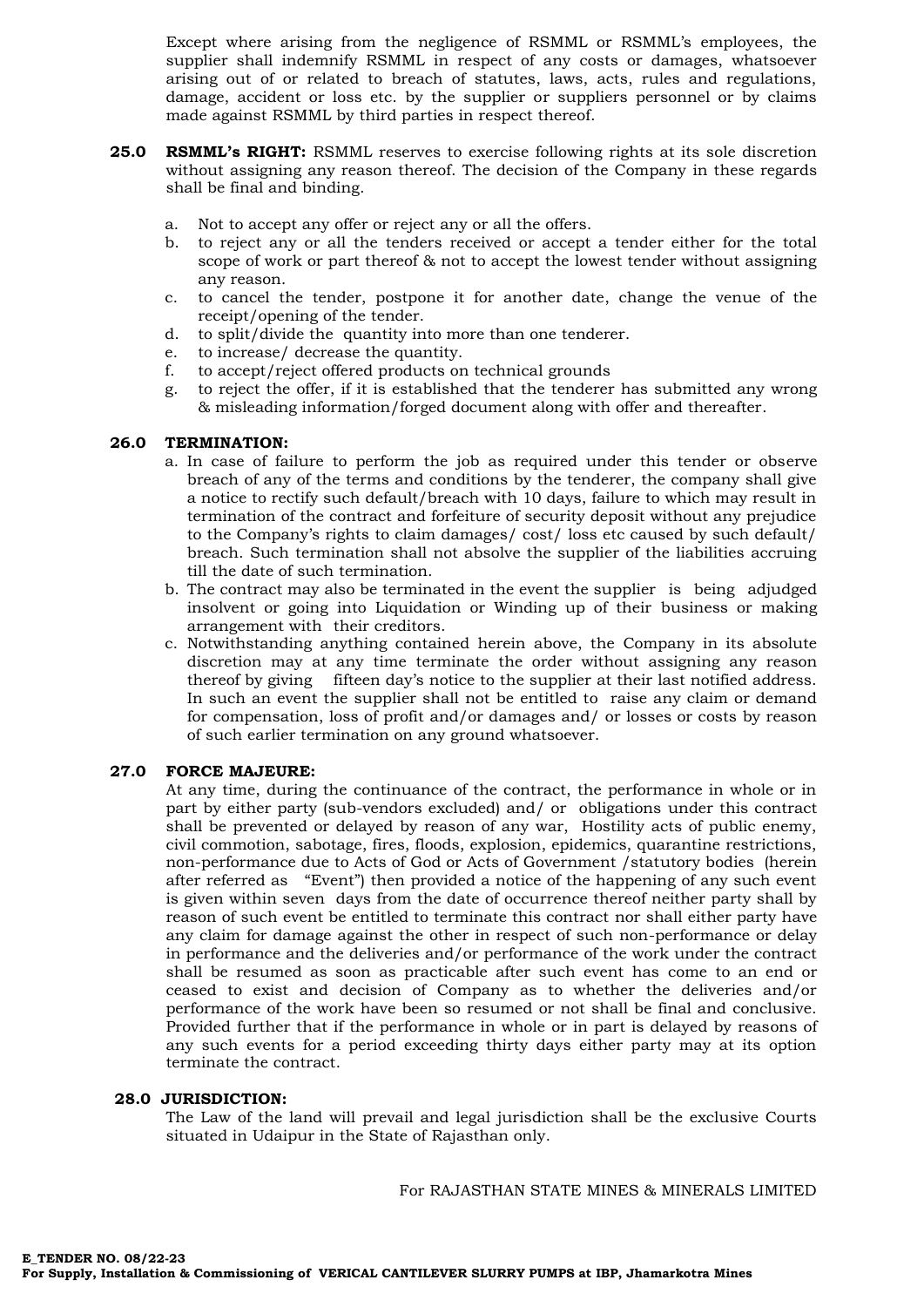Except where arising from the negligence of RSMML or RSMML's employees, the supplier shall indemnify RSMML in respect of any costs or damages, whatsoever arising out of or related to breach of statutes, laws, acts, rules and regulations, damage, accident or loss etc. by the supplier or suppliers personnel or by claims made against RSMML by third parties in respect thereof.

**25.0 RSMML's RIGHT:** RSMML reserves to exercise following rights at its sole discretion without assigning any reason thereof. The decision of the Company in these regards shall be final and binding.

a. Not to accept any offer or reject any or all the offers.
b. to reject any or all the tenders received or accept a tender either for the total scope of work or part thereof & not to accept the lowest tender without assigning any reason.
c. to cancel the tender, postpone it for another date, change the venue of the receipt/opening of the tender.
d. to split/divide the quantity into more than one tenderer.
e. to increase/ decrease the quantity.
f. to accept/reject offered products on technical grounds
g. to reject the offer, if it is established that the tenderer has submitted any wrong & misleading information/forged document along with offer and thereafter.

**26.0 TERMINATION:**

a. In case of failure to perform the job as required under this tender or observe breach of any of the terms and conditions by the tenderer, the company shall give a notice to rectify such default/breach with 10 days, failure to which may result in termination of the contract and forfeiture of security deposit without any prejudice to the Company's rights to claim damages/ cost/ loss etc caused by such default/ breach. Such termination shall not absolve the supplier of the liabilities accruing till the date of such termination.
b. The contract may also be terminated in the event the supplier is being adjudged insolvent or going into Liquidation or Winding up of their business or making arrangement with their creditors.
c. Notwithstanding anything contained herein above, the Company in its absolute discretion may at any time terminate the order without assigning any reason thereof by giving fifteen day's notice to the supplier at their last notified address. In such an event the supplier shall not be entitled to raise any claim or demand for compensation, loss of profit and/or damages and/ or losses or costs by reason of such earlier termination on any ground whatsoever.

**27.0 FORCE MAJEURE:**

At any time, during the continuance of the contract, the performance in whole or in part by either party (sub-vendors excluded) and/ or obligations under this contract shall be prevented or delayed by reason of any war, Hostility acts of public enemy, civil commotion, sabotage, fires, floods, explosion, epidemics, quarantine restrictions, non-performance due to Acts of God or Acts of Government /statutory bodies (herein after referred as "Event") then provided a notice of the happening of any such event is given within seven days from the date of occurrence thereof neither party shall by reason of such event be entitled to terminate this contract nor shall either party have any claim for damage against the other in respect of such non-performance or delay in performance and the deliveries and/or performance of the work under the contract shall be resumed as soon as practicable after such event has come to an end or ceased to exist and decision of Company as to whether the deliveries and/or performance of the work have been so resumed or not shall be final and conclusive. Provided further that if the performance in whole or in part is delayed by reasons of any such events for a period exceeding thirty days either party may at its option terminate the contract.

**28.0 JURISDICTION:**

The Law of the land will prevail and legal jurisdiction shall be the exclusive Courts situated in Udaipur in the State of Rajasthan only.

For RAJASTHAN STATE MINES & MINERALS LIMITED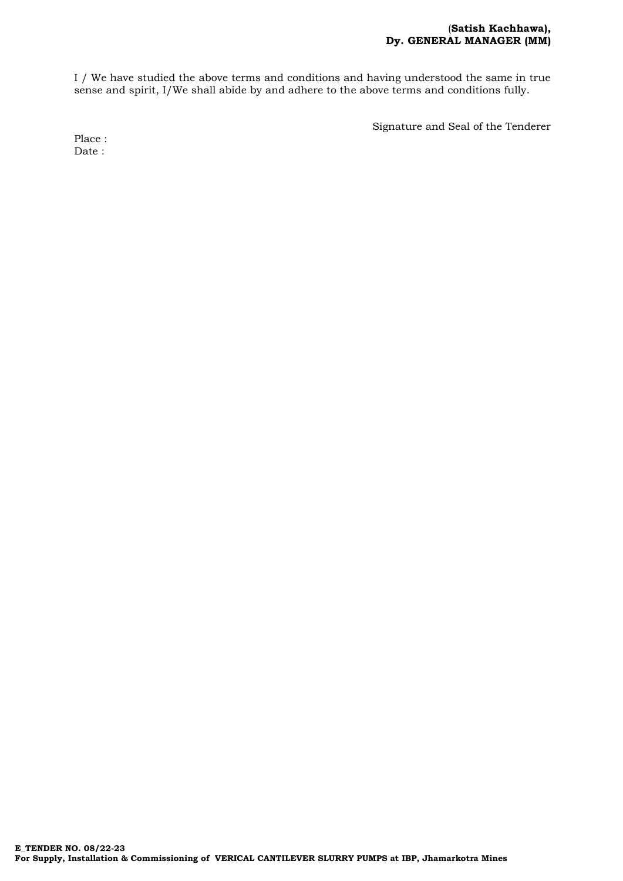**(Satish Kachhawa),**
**Dy. GENERAL MANAGER (MM)**

I / We have studied the above terms and conditions and having understood the same in true sense and spirit, I/We shall abide by and adhere to the above terms and conditions fully.

Signature and Seal of the Tenderer

Place :
Date :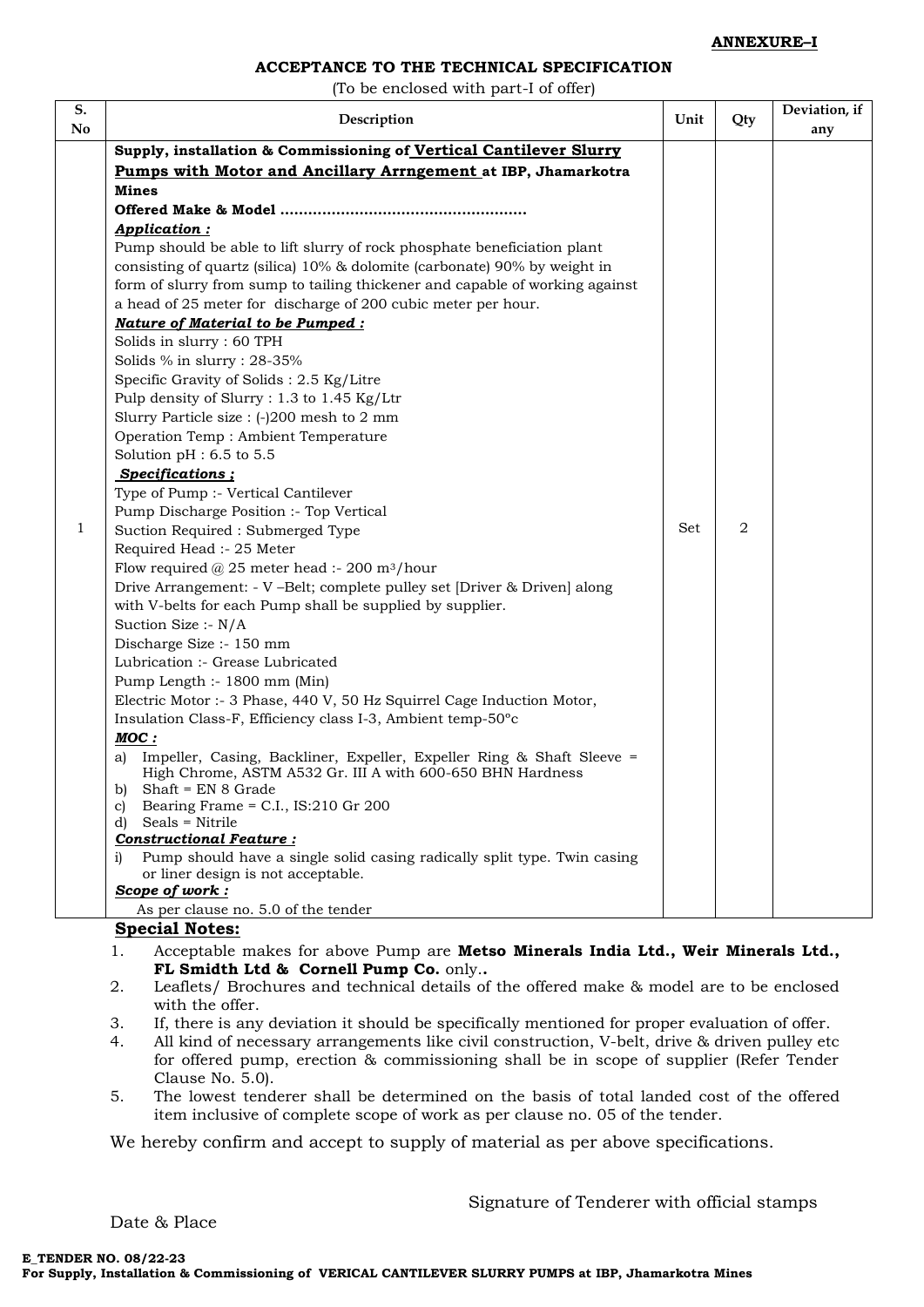**ANNEXURE–I**

**ACCEPTANCE TO THE TECHNICAL SPECIFICATION**

(To be enclosed with part-I of offer)

| S. No | Description | Unit | Qty | Deviation, if any |
|---|---|---|---|---|
| 1 | **Supply, installation & Commissioning of <u>Vertical Cantilever Slurry Pumps with Motor and Ancillary Arrngement</u> at IBP, Jhamarkotra Mines**<br>**Offered Make & Model ………………………………………………**<br>***<u>Application :</u>***<br>Pump should be able to lift slurry of rock phosphate beneficiation plant consisting of quartz (silica) 10% & dolomite (carbonate) 90% by weight in form of slurry from sump to tailing thickener and capable of working against a head of 25 meter for discharge of 200 cubic meter per hour.<br>***<u>Nature of Material to be Pumped :</u>***<br>Solids in slurry : 60 TPH<br>Solids % in slurry : 28-35%<br>Specific Gravity of Solids : 2.5 Kg/Litre<br>Pulp density of Slurry : 1.3 to 1.45 Kg/Ltr<br>Slurry Particle size : (-)200 mesh to 2 mm<br>Operation Temp : Ambient Temperature<br>Solution pH : 6.5 to 5.5<br>***<u>Specifications ;</u>***<br>Type of Pump :- Vertical Cantilever<br>Pump Discharge Position :- Top Vertical<br>Suction Required : Submerged Type<br>Required Head :- 25 Meter<br>Flow required @ 25 meter head :- 200 $m^3$/hour<br>Drive Arrangement: - V –Belt; complete pulley set [Driver & Driven] along with V-belts for each Pump shall be supplied by supplier.<br>Suction Size :- N/A<br>Discharge Size :- 150 mm<br>Lubrication :- Grease Lubricated<br>Pump Length :- 1800 mm (Min)<br>Electric Motor :- 3 Phase, 440 V, 50 Hz Squirrel Cage Induction Motor, Insulation Class-F, Efficiency class I-3, Ambient temp-50°c<br>***<u>MOC :</u>***<br>a) Impeller, Casing, Backliner, Expeller, Expeller Ring & Shaft Sleeve = High Chrome, ASTM A532 Gr. III A with 600-650 BHN Hardness<br>b) Shaft = EN 8 Grade<br>c) Bearing Frame = C.I., IS:210 Gr 200<br>d) Seals = Nitrile<br>***<u>Constructional Feature :</u>***<br>i) Pump should have a single solid casing radically split type. Twin casing or liner design is not acceptable.<br>***<u>Scope of work :</u>***<br>As per clause no. 5.0 of the tender | Set | 2 | |

**<u>Special Notes:</u>**

1. Acceptable makes for above Pump are **Metso Minerals India Ltd., Weir Minerals Ltd., FL Smidth Ltd & Cornell Pump Co.** only**..**
2. Leaflets/ Brochures and technical details of the offered make & model are to be enclosed with the offer.
3. If, there is any deviation it should be specifically mentioned for proper evaluation of offer.
4. All kind of necessary arrangements like civil construction, V-belt, drive & driven pulley etc for offered pump, erection & commissioning shall be in scope of supplier (Refer Tender Clause No. 5.0).
5. The lowest tenderer shall be determined on the basis of total landed cost of the offered item inclusive of complete scope of work as per clause no. 05 of the tender.

We hereby confirm and accept to supply of material as per above specifications.

Signature of Tenderer with official stamps

Date & Place

**E_TENDER NO. 08/22-23**
**For Supply, Installation & Commissioning of VERICAL CANTILEVER SLURRY PUMPS at IBP, Jhamarkotra Mines**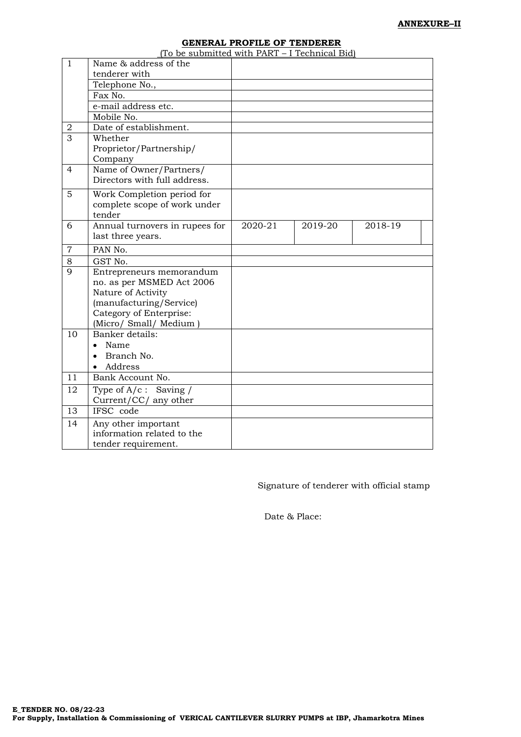**ANNEXURE–II**

**GENERAL PROFILE OF TENDERER**

(To be submitted with PART – I Technical Bid)

| | | | | | |
|---|---|---|---|---|---|
| 1 | Name & address of the tenderer with | | | | |
| | Telephone No., | | | | |
| | Fax No. | | | | |
| | e-mail address etc. | | | | |
| | Mobile No. | | | | |
| 2 | Date of establishment. | | | | |
| 3 | Whether Proprietor/Partnership/ Company | | | | |
| 4 | Name of Owner/Partners/ Directors with full address. | | | | |
| 5 | Work Completion period for complete scope of work under tender | | | | |
| 6 | Annual turnovers in rupees for last three years. | 2020-21 | 2019-20 | 2018-19 | |
| 7 | PAN No. | | | | |
| 8 | GST No. | | | | |
| 9 | Entrepreneurs memorandum no. as per MSMED Act 2006<br>Nature of Activity (manufacturing/Service)<br>Category of Enterprise: (Micro/ Small/ Medium ) | | | | |
| 10 | Banker details:<br>• Name<br>• Branch No.<br>• Address | | | | |
| 11 | Bank Account No. | | | | |
| 12 | Type of A/c : Saving / Current/CC/ any other | | | | |
| 13 | IFSC code | | | | |
| 14 | Any other important information related to the tender requirement. | | | | |

Signature of tenderer with official stamp

Date & Place:

**E_TENDER NO. 08/22-23**
**For Supply, Installation & Commissioning of VERICAL CANTILEVER SLURRY PUMPS at IBP, Jhamarkotra Mines**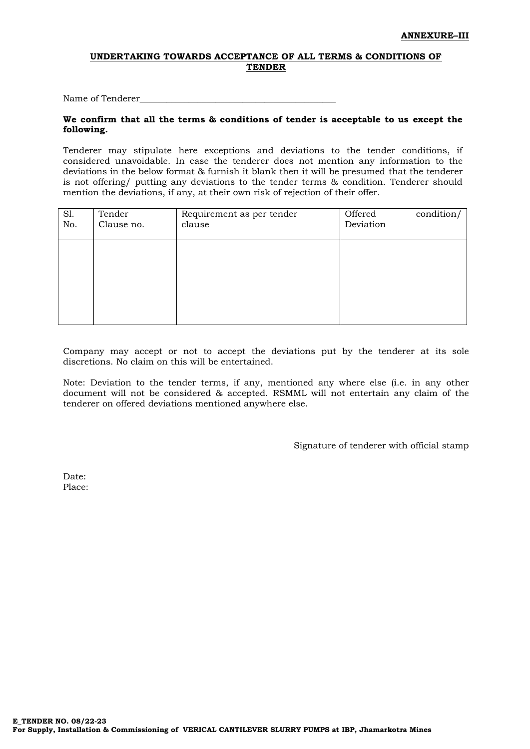**ANNEXURE–III**

## UNDERTAKING TOWARDS ACCEPTANCE OF ALL TERMS & CONDITIONS OF TENDER

Name of Tenderer_____________________________________________

**We confirm that all the terms & conditions of tender is acceptable to us except the following.**

Tenderer may stipulate here exceptions and deviations to the tender conditions, if considered unavoidable. In case the tenderer does not mention any information to the deviations in the below format & furnish it blank then it will be presumed that the tenderer is not offering/ putting any deviations to the tender terms & condition. Tenderer should mention the deviations, if any, at their own risk of rejection of their offer.

| Sl. No. | Tender Clause no. | Requirement as per tender clause | Offered condition/ Deviation |
|---|---|---|---|
| | | | |

Company may accept or not to accept the deviations put by the tenderer at its sole discretions. No claim on this will be entertained.

Note: Deviation to the tender terms, if any, mentioned any where else (i.e. in any other document will not be considered & accepted. RSMML will not entertain any claim of the tenderer on offered deviations mentioned anywhere else.

Signature of tenderer with official stamp

Date:
Place: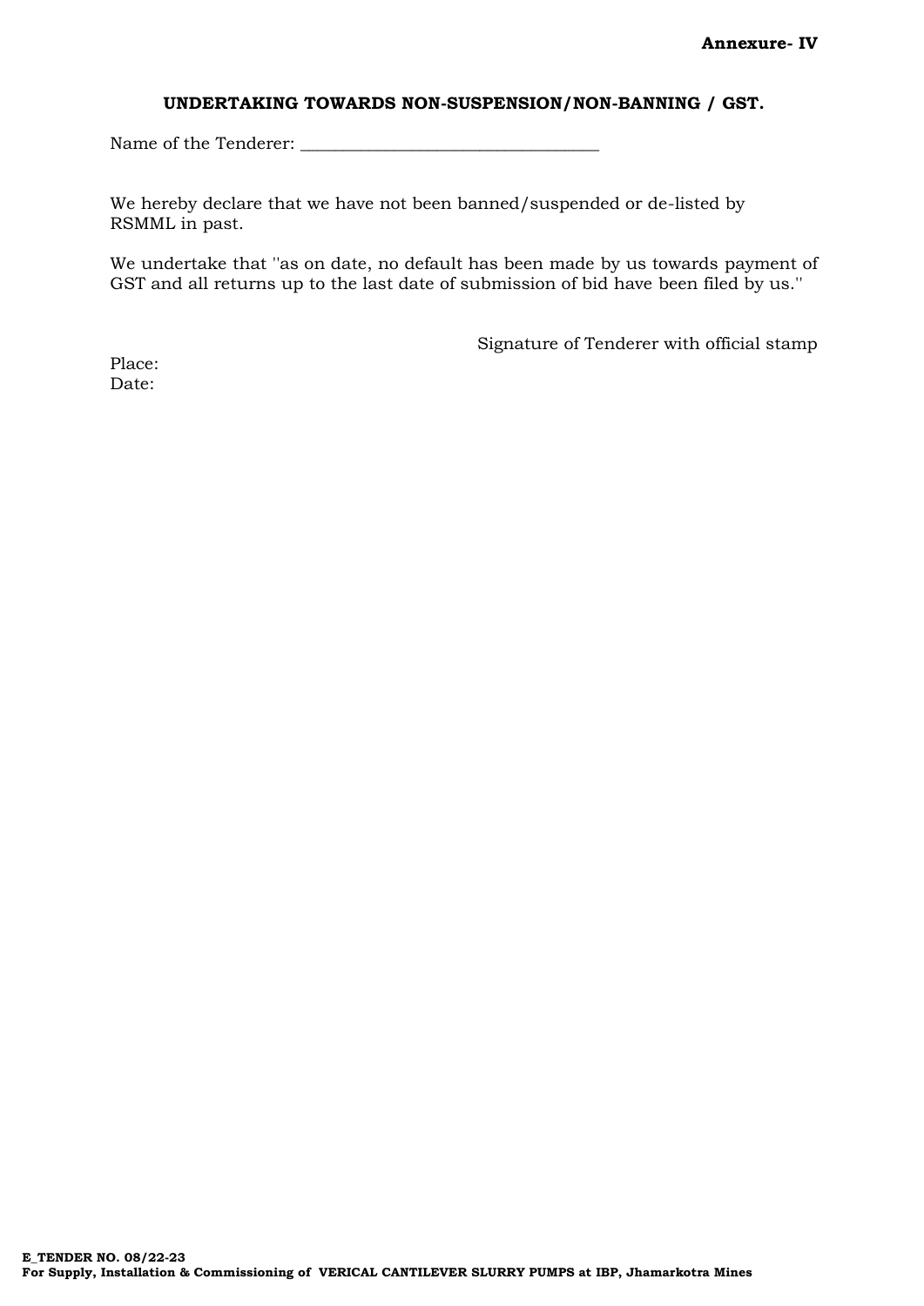**Annexure- IV**

**UNDERTAKING TOWARDS NON-SUSPENSION/NON-BANNING / GST.**

Name of the Tenderer: ___________________________________

We hereby declare that we have not been banned/suspended or de-listed by RSMML in past.

We undertake that ''as on date, no default has been made by us towards payment of GST and all returns up to the last date of submission of bid have been filed by us.''

Signature of Tenderer with official stamp

Place:
Date: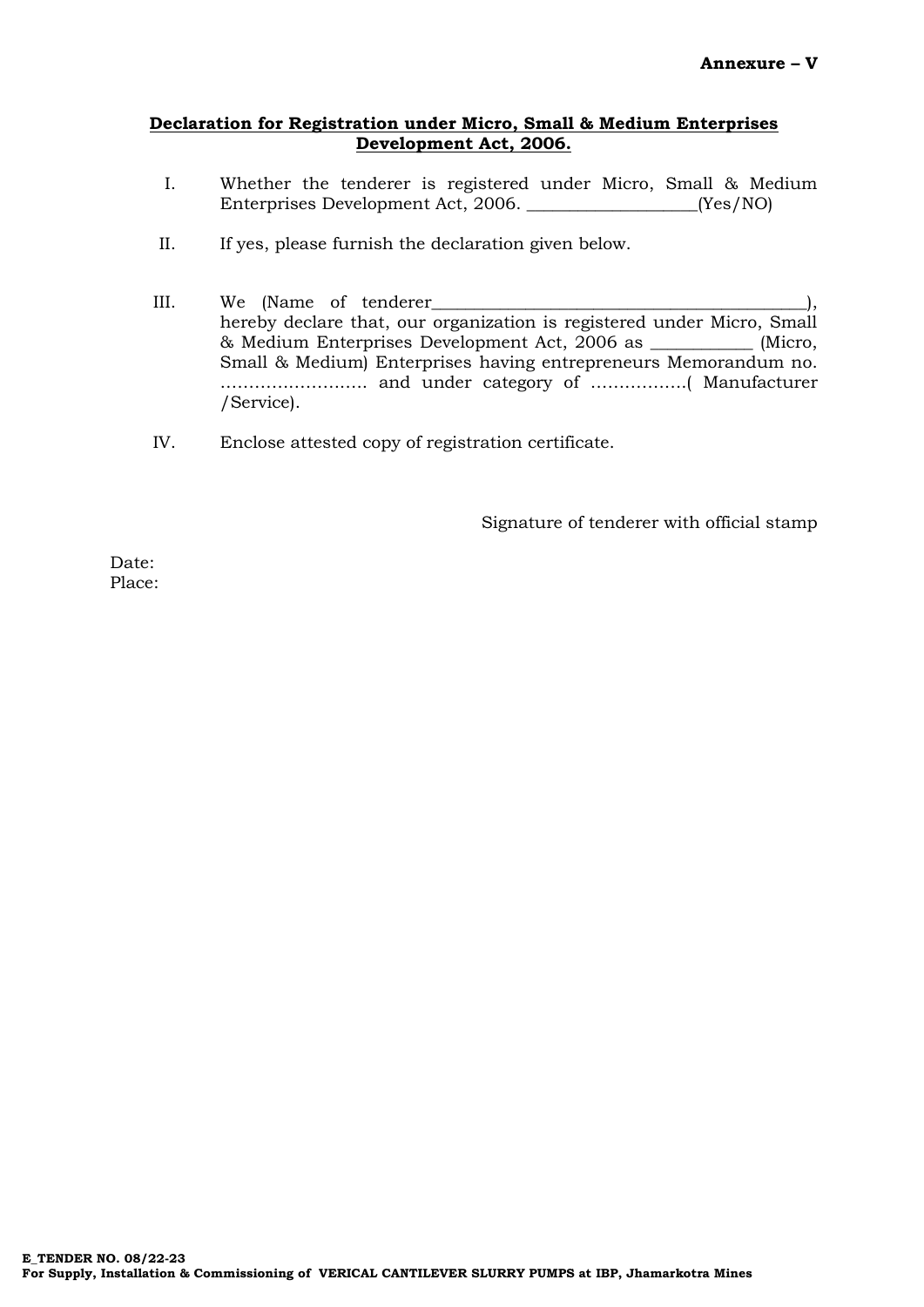**Annexure – V**

## Declaration for Registration under Micro, Small & Medium Enterprises Development Act, 2006.

I. Whether the tenderer is registered under Micro, Small & Medium Enterprises Development Act, 2006. ___________________(Yes/NO)

II. If yes, please furnish the declaration given below.

III. We (Name of tenderer___________________________________________), hereby declare that, our organization is registered under Micro, Small & Medium Enterprises Development Act, 2006 as ___________ (Micro, Small & Medium) Enterprises having entrepreneurs Memorandum no. …………………….. and under category of ……………..( Manufacturer /Service).

IV. Enclose attested copy of registration certificate.

Signature of tenderer with official stamp

Date:
Place: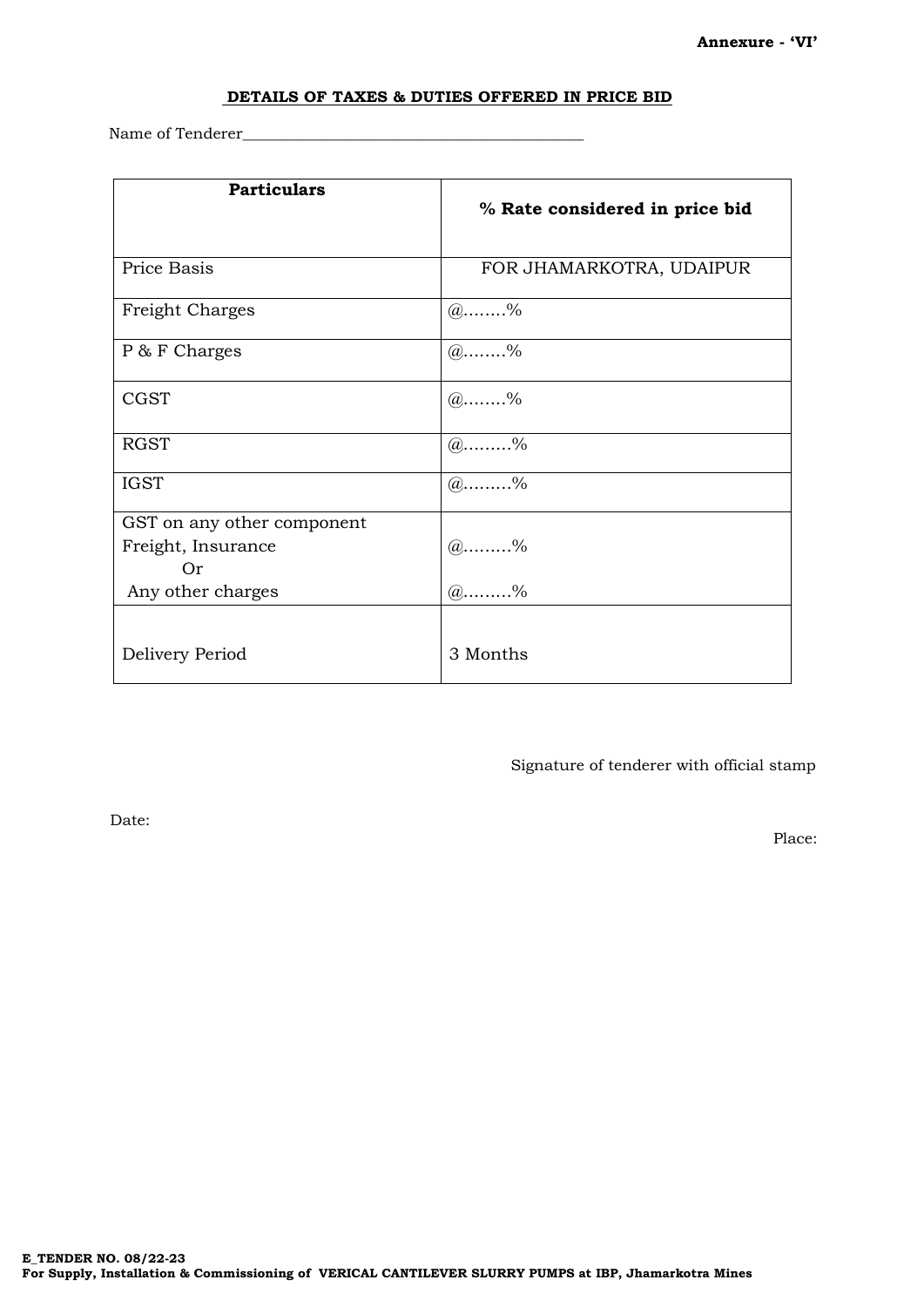**Annexure - 'VI'**

**DETAILS OF TAXES & DUTIES OFFERED IN PRICE BID**

Name of Tenderer_____________________________________________

| Particulars | % Rate considered in price bid |
|---|---|
| Price Basis | FOR JHAMARKOTRA, UDAIPUR |
| Freight Charges | @........% |
| P & F Charges | @........% |
| CGST | @........% |
| RGST | @.........% |
| IGST | @.........% |
| GST on any other component<br>Freight, Insurance<br>Or<br>Any other charges | @.........%<br><br>@.........% |
| Delivery Period | 3 Months |

Signature of tenderer with official stamp

Date:

Place: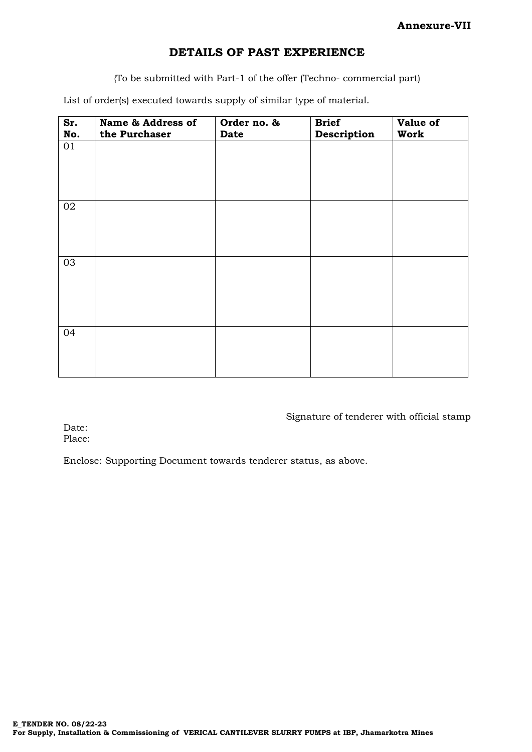**Annexure-VII**

# DETAILS OF PAST EXPERIENCE

{To be submitted with Part-1 of the offer (Techno- commercial part)

List of order(s) executed towards supply of similar type of material.

| Sr. No. | Name & Address of the Purchaser | Order no. & Date | Brief Description | Value of Work |
|---|---|---|---|---|
| 01 | | | | |
| 02 | | | | |
| 03 | | | | |
| 04 | | | | |

Signature of tenderer with official stamp

Date:
Place:

Enclose: Supporting Document towards tenderer status, as above.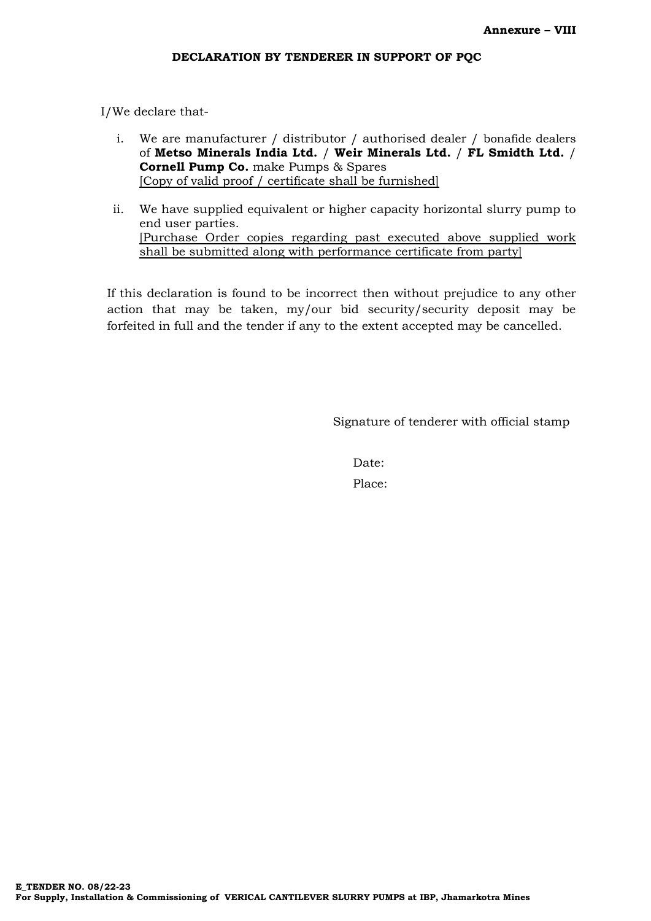**Annexure – VIII**

## DECLARATION BY TENDERER IN SUPPORT OF PQC

I/We declare that-

i. We are manufacturer / distributor / authorised dealer / bonafide dealers of **Metso Minerals India Ltd.** / **Weir Minerals Ltd.** / **FL Smidth Ltd.** / **Cornell Pump Co.** make Pumps & Spares
[Copy of valid proof / certificate shall be furnished]

ii. We have supplied equivalent or higher capacity horizontal slurry pump to end user parties.
[Purchase Order copies regarding past executed above supplied work shall be submitted along with performance certificate from party]

If this declaration is found to be incorrect then without prejudice to any other action that may be taken, my/our bid security/security deposit may be forfeited in full and the tender if any to the extent accepted may be cancelled.

Signature of tenderer with official stamp

Date:

Place:

**E_TENDER NO. 08/22-23**
**For Supply, Installation & Commissioning of VERICAL CANTILEVER SLURRY PUMPS at IBP, Jhamarkotra Mines**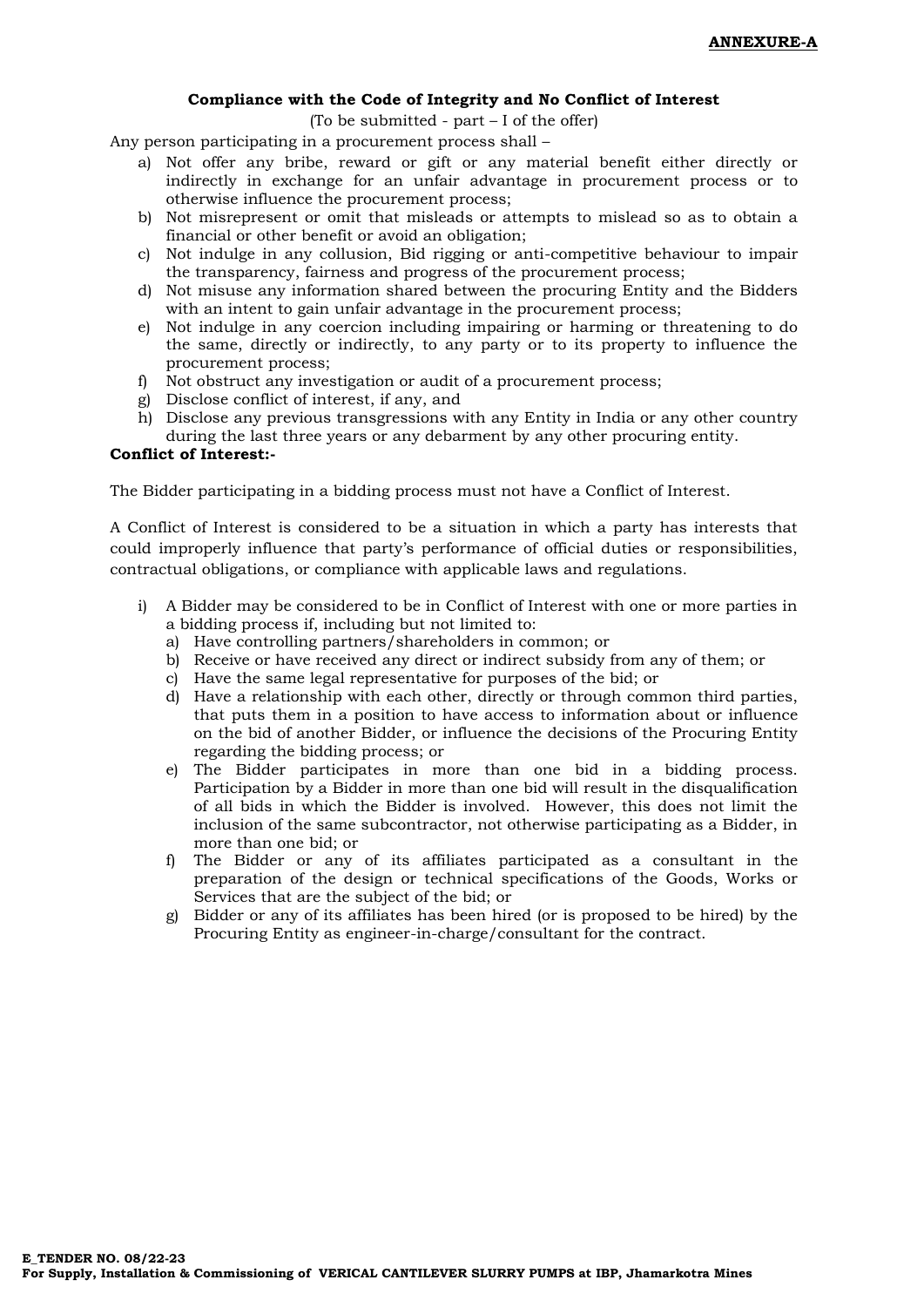**ANNEXURE-A**

**Compliance with the Code of Integrity and No Conflict of Interest**

(To be submitted - part – I of the offer)

Any person participating in a procurement process shall –

a) Not offer any bribe, reward or gift or any material benefit either directly or indirectly in exchange for an unfair advantage in procurement process or to otherwise influence the procurement process;
b) Not misrepresent or omit that misleads or attempts to mislead so as to obtain a financial or other benefit or avoid an obligation;
c) Not indulge in any collusion, Bid rigging or anti-competitive behaviour to impair the transparency, fairness and progress of the procurement process;
d) Not misuse any information shared between the procuring Entity and the Bidders with an intent to gain unfair advantage in the procurement process;
e) Not indulge in any coercion including impairing or harming or threatening to do the same, directly or indirectly, to any party or to its property to influence the procurement process;
f) Not obstruct any investigation or audit of a procurement process;
g) Disclose conflict of interest, if any, and
h) Disclose any previous transgressions with any Entity in India or any other country during the last three years or any debarment by any other procuring entity.

**Conflict of Interest:-**

The Bidder participating in a bidding process must not have a Conflict of Interest.

A Conflict of Interest is considered to be a situation in which a party has interests that could improperly influence that party's performance of official duties or responsibilities, contractual obligations, or compliance with applicable laws and regulations.

i) A Bidder may be considered to be in Conflict of Interest with one or more parties in a bidding process if, including but not limited to:
   a) Have controlling partners/shareholders in common; or
   b) Receive or have received any direct or indirect subsidy from any of them; or
   c) Have the same legal representative for purposes of the bid; or
   d) Have a relationship with each other, directly or through common third parties, that puts them in a position to have access to information about or influence on the bid of another Bidder, or influence the decisions of the Procuring Entity regarding the bidding process; or
   e) The Bidder participates in more than one bid in a bidding process. Participation by a Bidder in more than one bid will result in the disqualification of all bids in which the Bidder is involved. However, this does not limit the inclusion of the same subcontractor, not otherwise participating as a Bidder, in more than one bid; or
   f) The Bidder or any of its affiliates participated as a consultant in the preparation of the design or technical specifications of the Goods, Works or Services that are the subject of the bid; or
   g) Bidder or any of its affiliates has been hired (or is proposed to be hired) by the Procuring Entity as engineer-in-charge/consultant for the contract.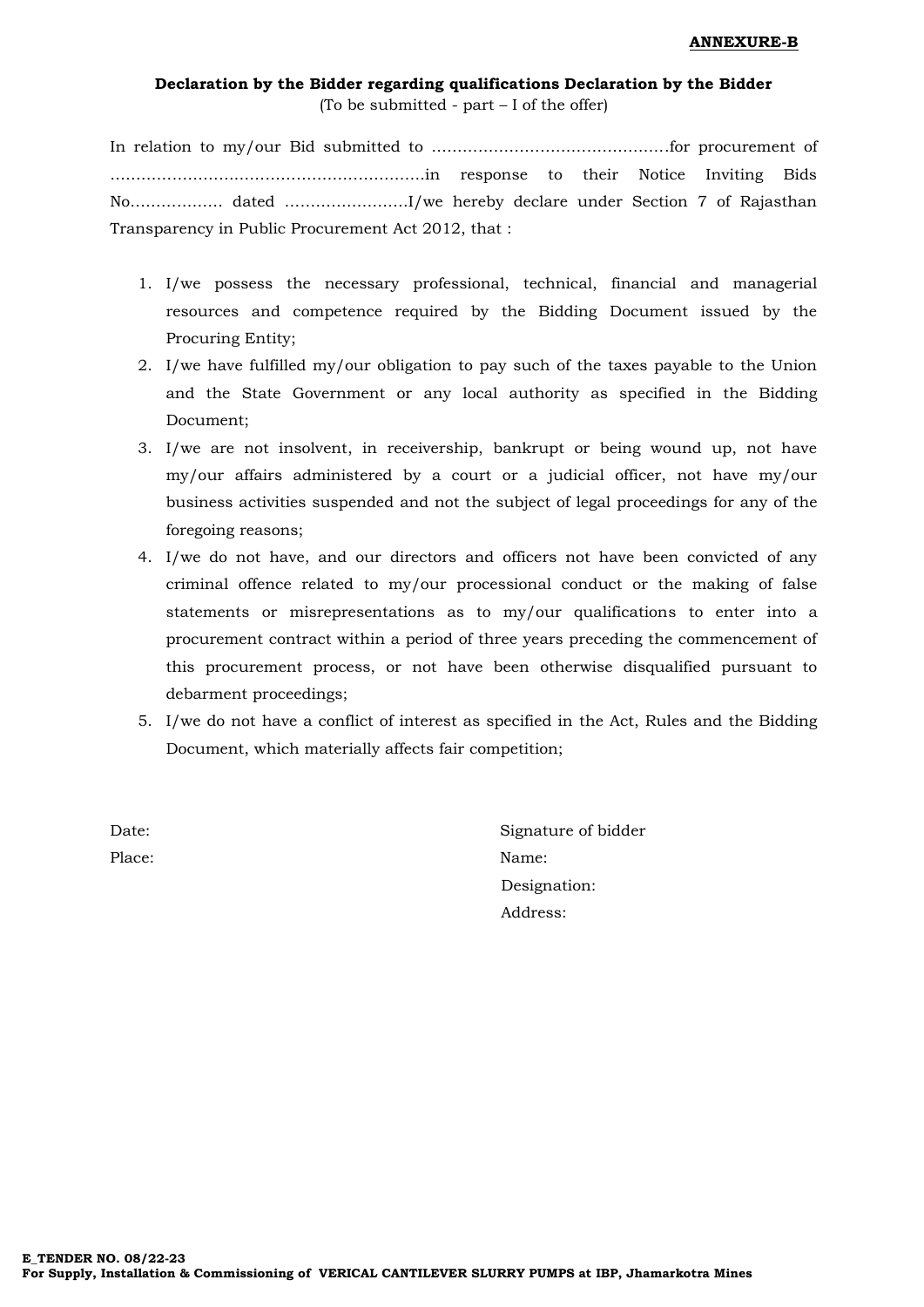**ANNEXURE-B**

**Declaration by the Bidder regarding qualifications Declaration by the Bidder**

(To be submitted - part – I of the offer)

In relation to my/our Bid submitted to ……………………………………….for procurement of ……………………………………………………in response to their Notice Inviting Bids No……………… dated ……………………I/we hereby declare under Section 7 of Rajasthan Transparency in Public Procurement Act 2012, that :

1. I/we possess the necessary professional, technical, financial and managerial resources and competence required by the Bidding Document issued by the Procuring Entity;
2. I/we have fulfilled my/our obligation to pay such of the taxes payable to the Union and the State Government or any local authority as specified in the Bidding Document;
3. I/we are not insolvent, in receivership, bankrupt or being wound up, not have my/our affairs administered by a court or a judicial officer, not have my/our business activities suspended and not the subject of legal proceedings for any of the foregoing reasons;
4. I/we do not have, and our directors and officers not have been convicted of any criminal offence related to my/our processional conduct or the making of false statements or misrepresentations as to my/our qualifications to enter into a procurement contract within a period of three years preceding the commencement of this procurement process, or not have been otherwise disqualified pursuant to debarment proceedings;
5. I/we do not have a conflict of interest as specified in the Act, Rules and the Bidding Document, which materially affects fair competition;

Date:

Place:

Signature of bidder

Name:

Designation:

Address: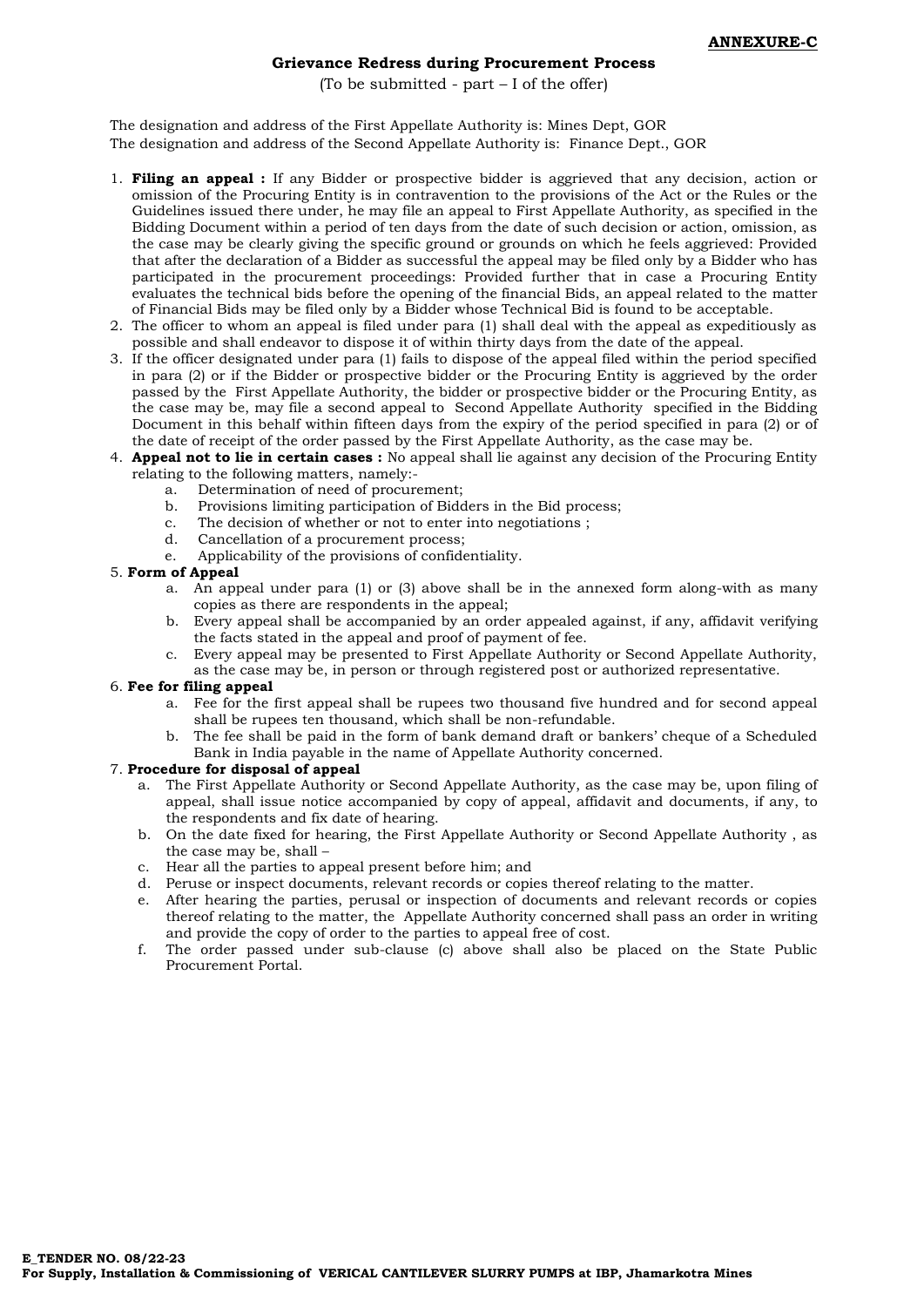**ANNEXURE-C**

## Grievance Redress during Procurement Process

(To be submitted - part – I of the offer)

The designation and address of the First Appellate Authority is: Mines Dept, GOR
The designation and address of the Second Appellate Authority is: Finance Dept., GOR

1. **Filing an appeal :** If any Bidder or prospective bidder is aggrieved that any decision, action or omission of the Procuring Entity is in contravention to the provisions of the Act or the Rules or the Guidelines issued there under, he may file an appeal to First Appellate Authority, as specified in the Bidding Document within a period of ten days from the date of such decision or action, omission, as the case may be clearly giving the specific ground or grounds on which he feels aggrieved: Provided that after the declaration of a Bidder as successful the appeal may be filed only by a Bidder who has participated in the procurement proceedings: Provided further that in case a Procuring Entity evaluates the technical bids before the opening of the financial Bids, an appeal related to the matter of Financial Bids may be filed only by a Bidder whose Technical Bid is found to be acceptable.
2. The officer to whom an appeal is filed under para (1) shall deal with the appeal as expeditiously as possible and shall endeavor to dispose it of within thirty days from the date of the appeal.
3. If the officer designated under para (1) fails to dispose of the appeal filed within the period specified in para (2) or if the Bidder or prospective bidder or the Procuring Entity is aggrieved by the order passed by the First Appellate Authority, the bidder or prospective bidder or the Procuring Entity, as the case may be, may file a second appeal to Second Appellate Authority specified in the Bidding Document in this behalf within fifteen days from the expiry of the period specified in para (2) or of the date of receipt of the order passed by the First Appellate Authority, as the case may be.
4. **Appeal not to lie in certain cases :** No appeal shall lie against any decision of the Procuring Entity relating to the following matters, namely:-
   a. Determination of need of procurement;
   b. Provisions limiting participation of Bidders in the Bid process;
   c. The decision of whether or not to enter into negotiations ;
   d. Cancellation of a procurement process;
   e. Applicability of the provisions of confidentiality.
5. **Form of Appeal**
   a. An appeal under para (1) or (3) above shall be in the annexed form along-with as many copies as there are respondents in the appeal;
   b. Every appeal shall be accompanied by an order appealed against, if any, affidavit verifying the facts stated in the appeal and proof of payment of fee.
   c. Every appeal may be presented to First Appellate Authority or Second Appellate Authority, as the case may be, in person or through registered post or authorized representative.
6. **Fee for filing appeal**
   a. Fee for the first appeal shall be rupees two thousand five hundred and for second appeal shall be rupees ten thousand, which shall be non-refundable.
   b. The fee shall be paid in the form of bank demand draft or bankers' cheque of a Scheduled Bank in India payable in the name of Appellate Authority concerned.
7. **Procedure for disposal of appeal**
   a. The First Appellate Authority or Second Appellate Authority, as the case may be, upon filing of appeal, shall issue notice accompanied by copy of appeal, affidavit and documents, if any, to the respondents and fix date of hearing.
   b. On the date fixed for hearing, the First Appellate Authority or Second Appellate Authority , as the case may be, shall –
   c. Hear all the parties to appeal present before him; and
   d. Peruse or inspect documents, relevant records or copies thereof relating to the matter.
   e. After hearing the parties, perusal or inspection of documents and relevant records or copies thereof relating to the matter, the Appellate Authority concerned shall pass an order in writing and provide the copy of order to the parties to appeal free of cost.
   f. The order passed under sub-clause (c) above shall also be placed on the State Public Procurement Portal.

**E_TENDER NO. 08/22-23**
**For Supply, Installation & Commissioning of VERICAL CANTILEVER SLURRY PUMPS at IBP, Jhamarkotra Mines**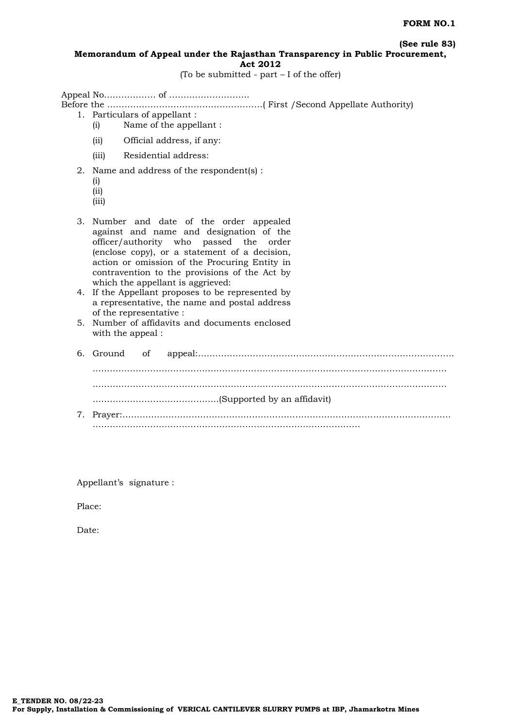**FORM NO.1**

**(See rule 83)**

**Memorandum of Appeal under the Rajasthan Transparency in Public Procurement, Act 2012**

(To be submitted - part – I of the offer)

Appeal No……………… of ……………………….

Before the ……………………………………………….( First /Second Appellate Authority)

1. Particulars of appellant :
   - (i) Name of the appellant :
   - (ii) Official address, if any:
   - (iii) Residential address:
2. Name and address of the respondent(s) :
   - (i)
   - (ii)
   - (iii)
3. Number and date of the order appealed against and name and designation of the officer/authority who passed the order (enclose copy), or a statement of a decision, action or omission of the Procuring Entity in contravention to the provisions of the Act by which the appellant is aggrieved:
4. If the Appellant proposes to be represented by a representative, the name and postal address of the representative :
5. Number of affidavits and documents enclosed with the appeal :
6. Ground of appeal:……………………………………………………………………………… ……………………………………………………………………………………………………… ……………………………………………………………………………………………………… ……………………………………….(Supported by an affidavit)
7. Prayer:……………………………………………………………………………………………… ………………………………………………………………………………

Appellant's signature :

Place:

Date:

**E_TENDER NO. 08/22-23**
**For Supply, Installation & Commissioning of VERICAL CANTILEVER SLURRY PUMPS at IBP, Jhamarkotra Mines**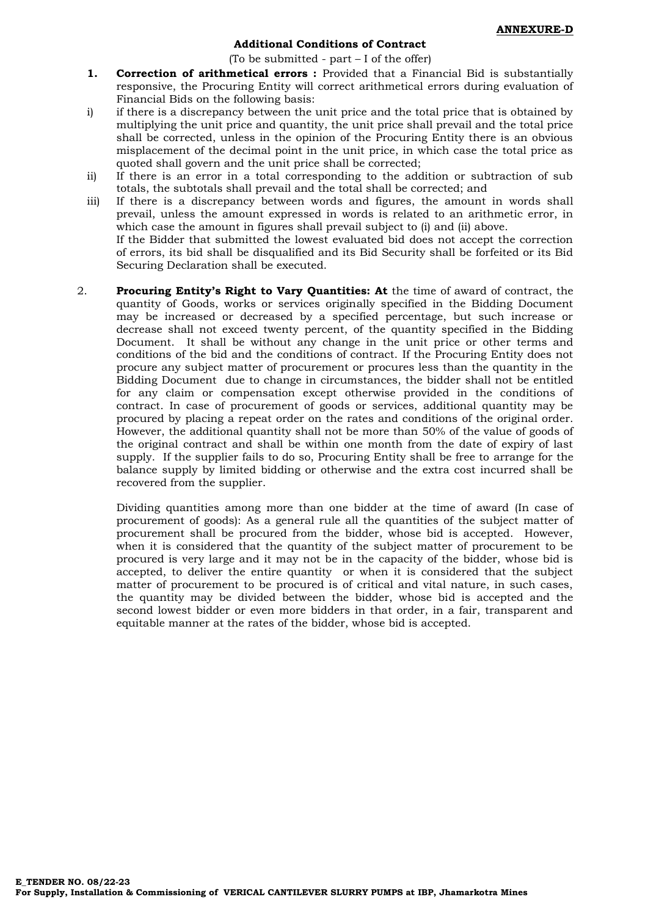**ANNEXURE-D**

**Additional Conditions of Contract**

(To be submitted - part – I of the offer)

1. **Correction of arithmetical errors :** Provided that a Financial Bid is substantially responsive, the Procuring Entity will correct arithmetical errors during evaluation of Financial Bids on the following basis:

   i) if there is a discrepancy between the unit price and the total price that is obtained by multiplying the unit price and quantity, the unit price shall prevail and the total price shall be corrected, unless in the opinion of the Procuring Entity there is an obvious misplacement of the decimal point in the unit price, in which case the total price as quoted shall govern and the unit price shall be corrected;

   ii) If there is an error in a total corresponding to the addition or subtraction of sub totals, the subtotals shall prevail and the total shall be corrected; and

   iii) If there is a discrepancy between words and figures, the amount in words shall prevail, unless the amount expressed in words is related to an arithmetic error, in which case the amount in figures shall prevail subject to (i) and (ii) above.

   If the Bidder that submitted the lowest evaluated bid does not accept the correction of errors, its bid shall be disqualified and its Bid Security shall be forfeited or its Bid Securing Declaration shall be executed.

2. **Procuring Entity's Right to Vary Quantities: At** the time of award of contract, the quantity of Goods, works or services originally specified in the Bidding Document may be increased or decreased by a specified percentage, but such increase or decrease shall not exceed twenty percent, of the quantity specified in the Bidding Document. It shall be without any change in the unit price or other terms and conditions of the bid and the conditions of contract. If the Procuring Entity does not procure any subject matter of procurement or procures less than the quantity in the Bidding Document due to change in circumstances, the bidder shall not be entitled for any claim or compensation except otherwise provided in the conditions of contract. In case of procurement of goods or services, additional quantity may be procured by placing a repeat order on the rates and conditions of the original order. However, the additional quantity shall not be more than 50% of the value of goods of the original contract and shall be within one month from the date of expiry of last supply. If the supplier fails to do so, Procuring Entity shall be free to arrange for the balance supply by limited bidding or otherwise and the extra cost incurred shall be recovered from the supplier.

   Dividing quantities among more than one bidder at the time of award (In case of procurement of goods): As a general rule all the quantities of the subject matter of procurement shall be procured from the bidder, whose bid is accepted. However, when it is considered that the quantity of the subject matter of procurement to be procured is very large and it may not be in the capacity of the bidder, whose bid is accepted, to deliver the entire quantity or when it is considered that the subject matter of procurement to be procured is of critical and vital nature, in such cases, the quantity may be divided between the bidder, whose bid is accepted and the second lowest bidder or even more bidders in that order, in a fair, transparent and equitable manner at the rates of the bidder, whose bid is accepted.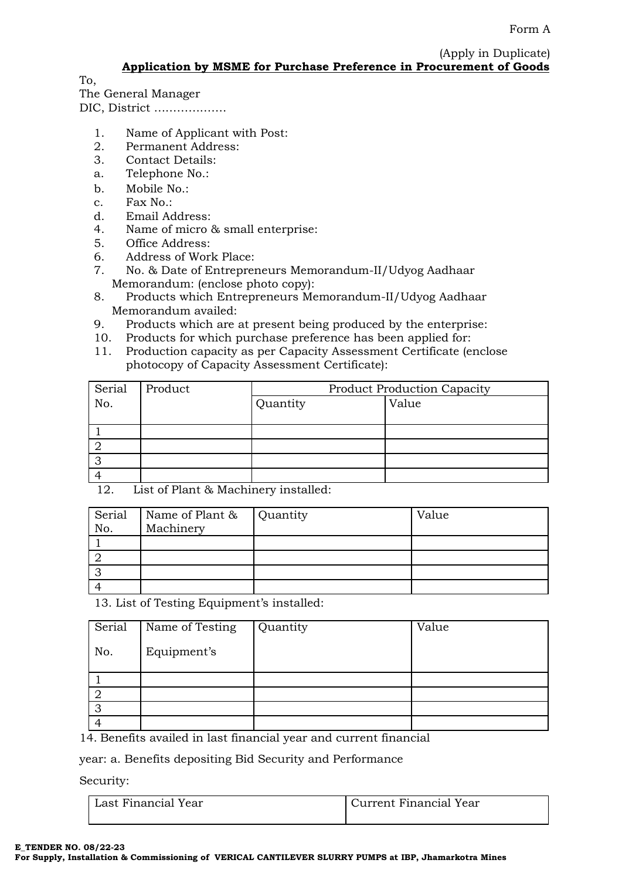Form A

(Apply in Duplicate)

**Application by MSME for Purchase Preference in Procurement of Goods**

To,
The General Manager
DIC, District ………………

1. Name of Applicant with Post:
2. Permanent Address:
3. Contact Details:
   a. Telephone No.:
   b. Mobile No.:
   c. Fax No.:
   d. Email Address:
4. Name of micro & small enterprise:
5. Office Address:
6. Address of Work Place:
7. No. & Date of Entrepreneurs Memorandum-II/Udyog Aadhaar Memorandum: (enclose photo copy):
8. Products which Entrepreneurs Memorandum-II/Udyog Aadhaar Memorandum availed:
9. Products which are at present being produced by the enterprise:
10. Products for which purchase preference has been applied for:
11. Production capacity as per Capacity Assessment Certificate (enclose photocopy of Capacity Assessment Certificate):

| Serial No. | Product | Product Production Capacity | |
|---|---|---|---|
| | | Quantity | Value |
| 1 | | | |
| 2 | | | |
| 3 | | | |
| 4 | | | |

12. List of Plant & Machinery installed:

| Serial No. | Name of Plant & Machinery | Quantity | Value |
|---|---|---|---|
| 1 | | | |
| 2 | | | |
| 3 | | | |
| 4 | | | |

13. List of Testing Equipment's installed:

| Serial No. | Name of Testing Equipment's | Quantity | Value |
|---|---|---|---|
| 1 | | | |
| 2 | | | |
| 3 | | | |
| 4 | | | |

14. Benefits availed in last financial year and current financial year: a. Benefits depositing Bid Security and Performance Security:

| Last Financial Year | Current Financial Year |
|---|---|
| | |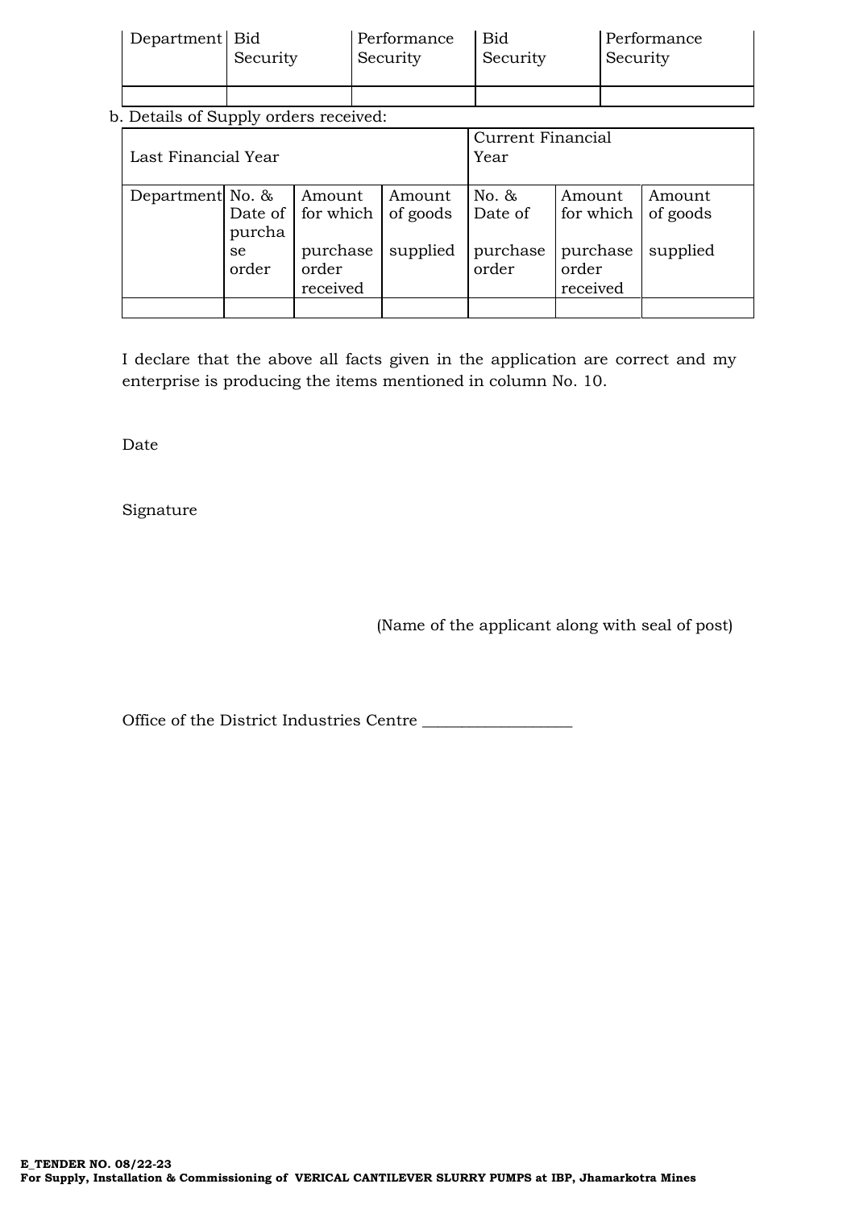| Department | Bid Security | Performance Security | Bid Security | Performance Security |
|---|---|---|---|---|
| | | | | |

b. Details of Supply orders received:

| Last Financial Year | | | | Current Financial Year | | |
|---|---|---|---|---|---|---|
| Department | No. & Date of purchase order | Amount for which purchase order received | Amount of goods supplied | No. & Date of purchase order | Amount for which purchase order received | Amount of goods supplied |
| | | | | | | |

I declare that the above all facts given in the application are correct and my enterprise is producing the items mentioned in column No. 10.

Date

Signature

(Name of the applicant along with seal of post)

Office of the District Industries Centre ___________________

**E_TENDER NO. 08/22-23**
**For Supply, Installation & Commissioning of VERICAL CANTILEVER SLURRY PUMPS at IBP, Jhamarkotra Mines**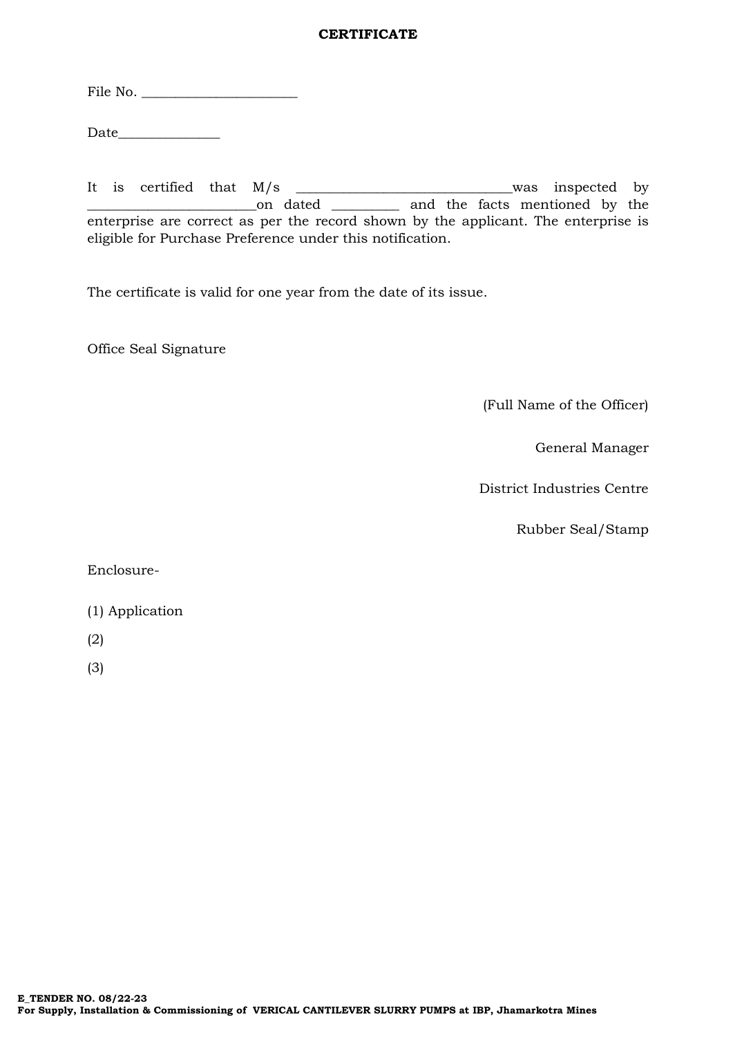# CERTIFICATE

File No. _______________________

Date_______________

It is certified that M/s ________________________________was inspected by _________________________on dated __________ and the facts mentioned by the enterprise are correct as per the record shown by the applicant. The enterprise is eligible for Purchase Preference under this notification.

The certificate is valid for one year from the date of its issue.

Office Seal Signature

(Full Name of the Officer)

General Manager

District Industries Centre

Rubber Seal/Stamp

Enclosure-

(1) Application

(2)

(3)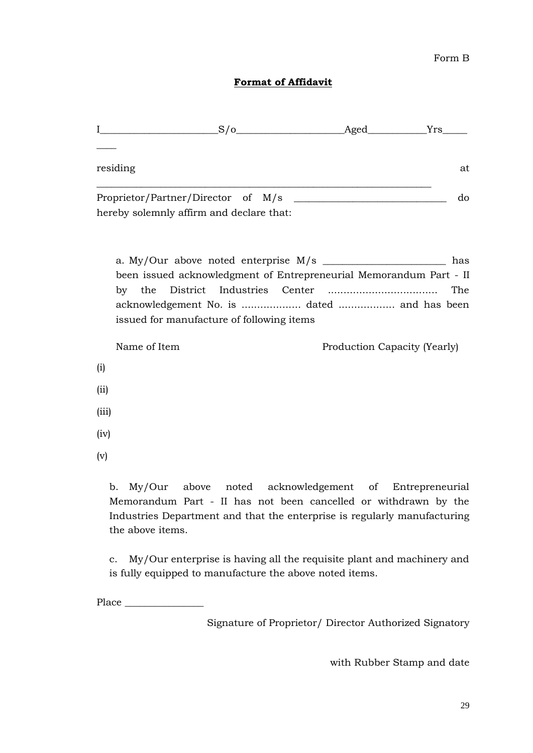Form B

**Format of Affidavit**

I_______________________S/o____________________Aged___________Yrs_____

____

residing at

_____________________________________________________________

Proprietor/Partner/Director of M/s _____________________________ do hereby solemnly affirm and declare that:

a. My/Our above noted enterprise M/s _______________________ has been issued acknowledgment of Entrepreneurial Memorandum Part - II by the District Industries Center ................................... The acknowledgement No. is ................... dated .................. and has been issued for manufacture of following items

| Name of Item | Production Capacity (Yearly) |
|---|---|
| (i) | |
| (ii) | |
| (iii) | |
| (iv) | |
| (v) | |

b. My/Our above noted acknowledgement of Entrepreneurial Memorandum Part - II has not been cancelled or withdrawn by the Industries Department and that the enterprise is regularly manufacturing the above items.

c. My/Our enterprise is having all the requisite plant and machinery and is fully equipped to manufacture the above noted items.

Place _______________

Signature of Proprietor/ Director Authorized Signatory

with Rubber Stamp and date